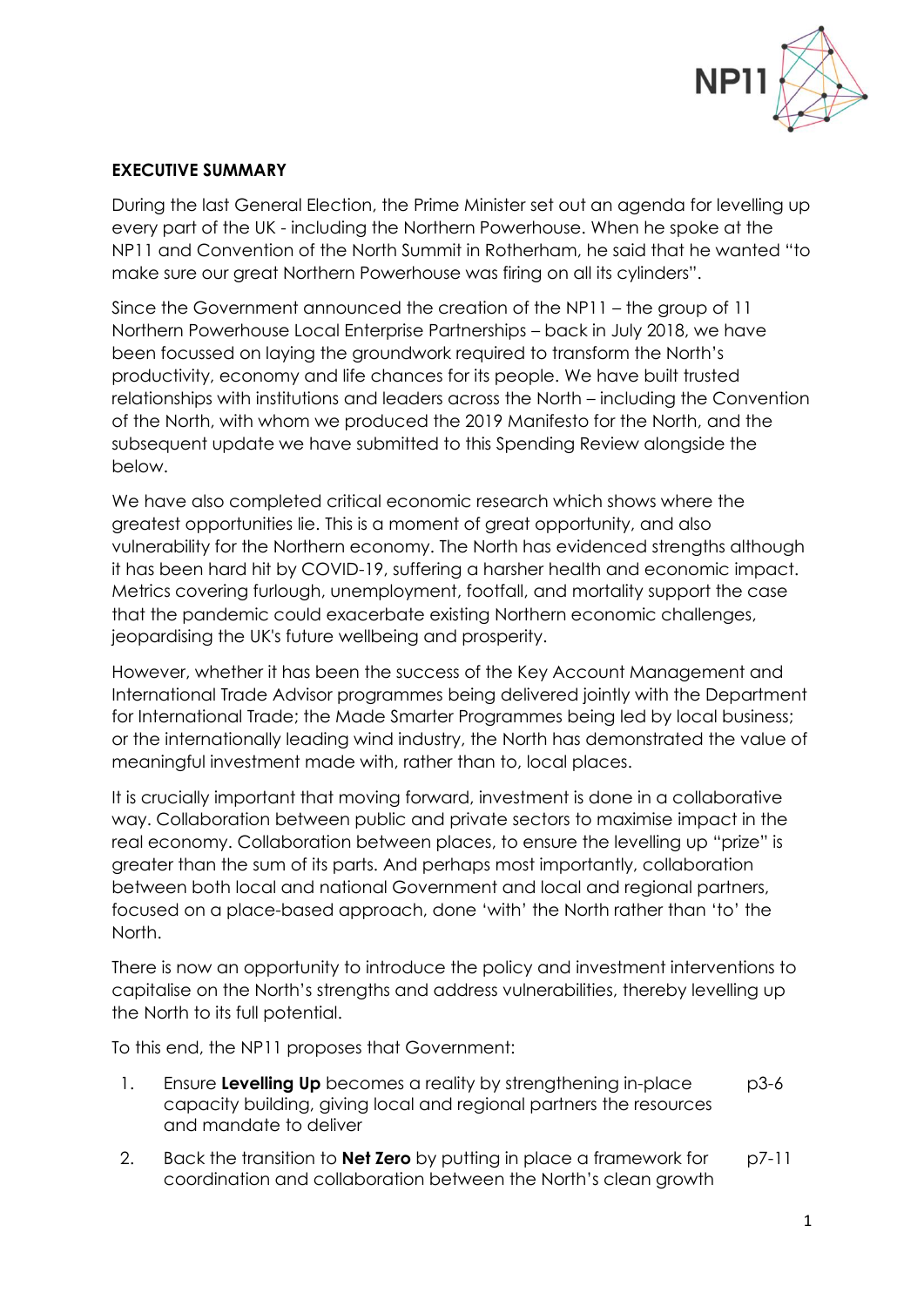**EXECUTIVE SUMMARY**

During the last General Election, the Prime Minister set out an agenda for levelling up every part of the UK - including the Northern Powerhouse. When he spoke at the NP11 and Convention of the North Summit in Rotherham, he said that he wanted "to make sure our great Northern Powerhouse was firing on all its cylinders".

Since the Government announced the creation of the NP11 – the group of 11 Northern Powerhouse Local Enterprise Partnerships – back in July 2018, we have been focussed on laying the groundwork required to transform the North's productivity, economy and life chances for its people. We have built trusted relationships with institutions and leaders across the North – including the Convention of the North, with whom we produced the 2019 Manifesto for the North, and the subsequent update we have submitted to this Spending Review alongside the below.

We have also completed critical economic research which shows where the greatest opportunities lie. This is a moment of great opportunity, and also vulnerability for the Northern economy. The North has evidenced strengths although it has been hard hit by COVID-19, suffering a harsher health and economic impact. Metrics covering furlough, unemployment, footfall, and mortality support the case that the pandemic could exacerbate existing Northern economic challenges, jeopardising the UK's future wellbeing and prosperity.

However, whether it has been the success of the Key Account Management and International Trade Advisor programmes being delivered jointly with the Department for International Trade; the Made Smarter Programmes being led by local business; or the internationally leading wind industry, the North has demonstrated the value of meaningful investment made with, rather than to, local places.

It is crucially important that moving forward, investment is done in a collaborative way. Collaboration between public and private sectors to maximise impact in the real economy. Collaboration between places, to ensure the levelling up "prize" is greater than the sum of its parts. And perhaps most importantly, collaboration between both local and national Government and local and regional partners, focused on a place-based approach, done 'with' the North rather than 'to' the North.

There is now an opportunity to introduce the policy and investment interventions to capitalise on the North's strengths and address vulnerabilities, thereby levelling up the North to its full potential.

To this end, the NP11 proposes that Government:

1. Ensure **Levelling Up** becomes a reality by strengthening in-place capacity building, giving local and regional partners the resources and mandate to deliver — p3-6
2. Back the transition to **Net Zero** by putting in place a framework for coordination and collaboration between the North's clean growth — p7-11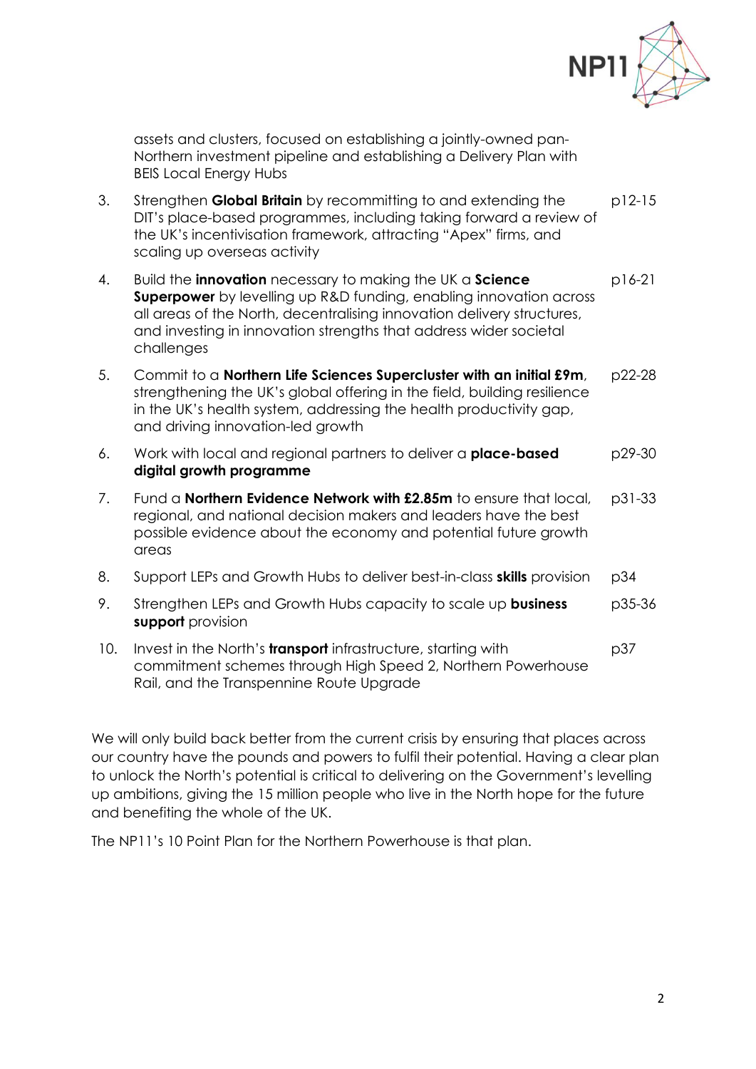assets and clusters, focused on establishing a jointly-owned pan-Northern investment pipeline and establishing a Delivery Plan with BEIS Local Energy Hubs

| | | |
|---|---|---|
| 3. | Strengthen **Global Britain** by recommitting to and extending the DIT's place-based programmes, including taking forward a review of the UK's incentivisation framework, attracting "Apex" firms, and scaling up overseas activity | p12-15 |
| 4. | Build the **innovation** necessary to making the UK a **Science Superpower** by levelling up R&D funding, enabling innovation across all areas of the North, decentralising innovation delivery structures, and investing in innovation strengths that address wider societal challenges | p16-21 |
| 5. | Commit to a **Northern Life Sciences Supercluster with an initial £9m**, strengthening the UK's global offering in the field, building resilience in the UK's health system, addressing the health productivity gap, and driving innovation-led growth | p22-28 |
| 6. | Work with local and regional partners to deliver a **place-based digital growth programme** | p29-30 |
| 7. | Fund a **Northern Evidence Network with £2.85m** to ensure that local, regional, and national decision makers and leaders have the best possible evidence about the economy and potential future growth areas | p31-33 |
| 8. | Support LEPs and Growth Hubs to deliver best-in-class **skills** provision | p34 |
| 9. | Strengthen LEPs and Growth Hubs capacity to scale up **business support** provision | p35-36 |
| 10. | Invest in the North's **transport** infrastructure, starting with commitment schemes through High Speed 2, Northern Powerhouse Rail, and the Transpennine Route Upgrade | p37 |

We will only build back better from the current crisis by ensuring that places across our country have the pounds and powers to fulfil their potential. Having a clear plan to unlock the North's potential is critical to delivering on the Government's levelling up ambitions, giving the 15 million people who live in the North hope for the future and benefiting the whole of the UK.

The NP11's 10 Point Plan for the Northern Powerhouse is that plan.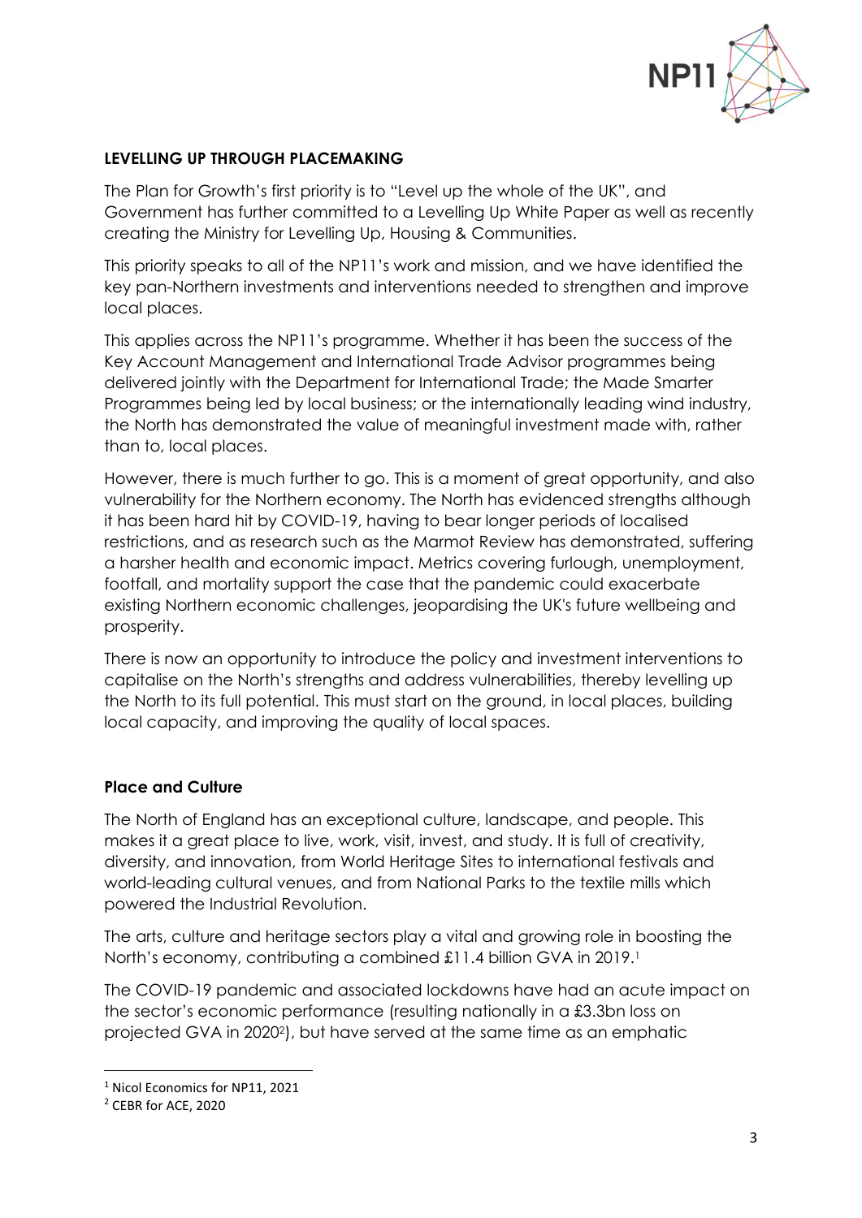**LEVELLING UP THROUGH PLACEMAKING**

The Plan for Growth's first priority is to "Level up the whole of the UK", and Government has further committed to a Levelling Up White Paper as well as recently creating the Ministry for Levelling Up, Housing & Communities.

This priority speaks to all of the NP11's work and mission, and we have identified the key pan-Northern investments and interventions needed to strengthen and improve local places.

This applies across the NP11's programme. Whether it has been the success of the Key Account Management and International Trade Advisor programmes being delivered jointly with the Department for International Trade; the Made Smarter Programmes being led by local business; or the internationally leading wind industry, the North has demonstrated the value of meaningful investment made with, rather than to, local places.

However, there is much further to go. This is a moment of great opportunity, and also vulnerability for the Northern economy. The North has evidenced strengths although it has been hard hit by COVID-19, having to bear longer periods of localised restrictions, and as research such as the Marmot Review has demonstrated, suffering a harsher health and economic impact. Metrics covering furlough, unemployment, footfall, and mortality support the case that the pandemic could exacerbate existing Northern economic challenges, jeopardising the UK's future wellbeing and prosperity.

There is now an opportunity to introduce the policy and investment interventions to capitalise on the North's strengths and address vulnerabilities, thereby levelling up the North to its full potential. This must start on the ground, in local places, building local capacity, and improving the quality of local spaces.

**Place and Culture**

The North of England has an exceptional culture, landscape, and people. This makes it a great place to live, work, visit, invest, and study. It is full of creativity, diversity, and innovation, from World Heritage Sites to international festivals and world-leading cultural venues, and from National Parks to the textile mills which powered the Industrial Revolution.

The arts, culture and heritage sectors play a vital and growing role in boosting the North's economy, contributing a combined £11.4 billion GVA in 2019.[1]

The COVID-19 pandemic and associated lockdowns have had an acute impact on the sector's economic performance (resulting nationally in a £3.3bn loss on projected GVA in 2020[2]), but have served at the same time as an emphatic

[1] Nicol Economics for NP11, 2021

[2] CEBR for ACE, 2020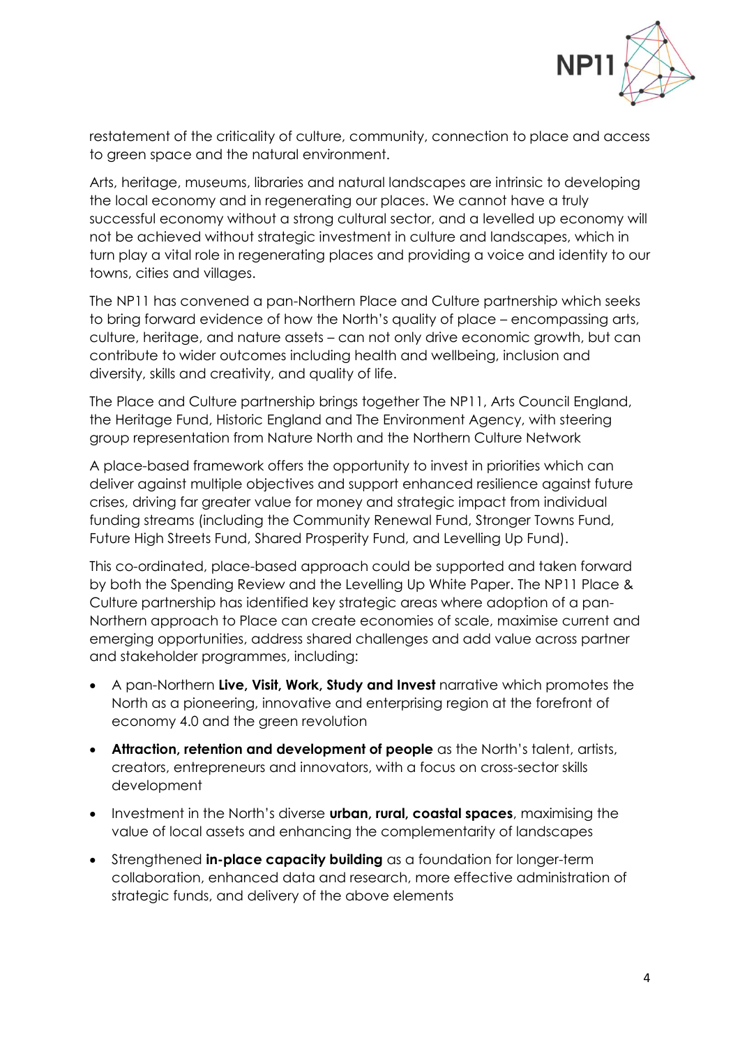restatement of the criticality of culture, community, connection to place and access to green space and the natural environment.

Arts, heritage, museums, libraries and natural landscapes are intrinsic to developing the local economy and in regenerating our places. We cannot have a truly successful economy without a strong cultural sector, and a levelled up economy will not be achieved without strategic investment in culture and landscapes, which in turn play a vital role in regenerating places and providing a voice and identity to our towns, cities and villages.

The NP11 has convened a pan-Northern Place and Culture partnership which seeks to bring forward evidence of how the North's quality of place – encompassing arts, culture, heritage, and nature assets – can not only drive economic growth, but can contribute to wider outcomes including health and wellbeing, inclusion and diversity, skills and creativity, and quality of life.

The Place and Culture partnership brings together The NP11, Arts Council England, the Heritage Fund, Historic England and The Environment Agency, with steering group representation from Nature North and the Northern Culture Network

A place-based framework offers the opportunity to invest in priorities which can deliver against multiple objectives and support enhanced resilience against future crises, driving far greater value for money and strategic impact from individual funding streams (including the Community Renewal Fund, Stronger Towns Fund, Future High Streets Fund, Shared Prosperity Fund, and Levelling Up Fund).

This co-ordinated, place-based approach could be supported and taken forward by both the Spending Review and the Levelling Up White Paper. The NP11 Place & Culture partnership has identified key strategic areas where adoption of a pan-Northern approach to Place can create economies of scale, maximise current and emerging opportunities, address shared challenges and add value across partner and stakeholder programmes, including:

- A pan-Northern **Live, Visit, Work, Study and Invest** narrative which promotes the North as a pioneering, innovative and enterprising region at the forefront of economy 4.0 and the green revolution
- **Attraction, retention and development of people** as the North's talent, artists, creators, entrepreneurs and innovators, with a focus on cross-sector skills development
- Investment in the North's diverse **urban, rural, coastal spaces**, maximising the value of local assets and enhancing the complementarity of landscapes
- Strengthened **in-place capacity building** as a foundation for longer-term collaboration, enhanced data and research, more effective administration of strategic funds, and delivery of the above elements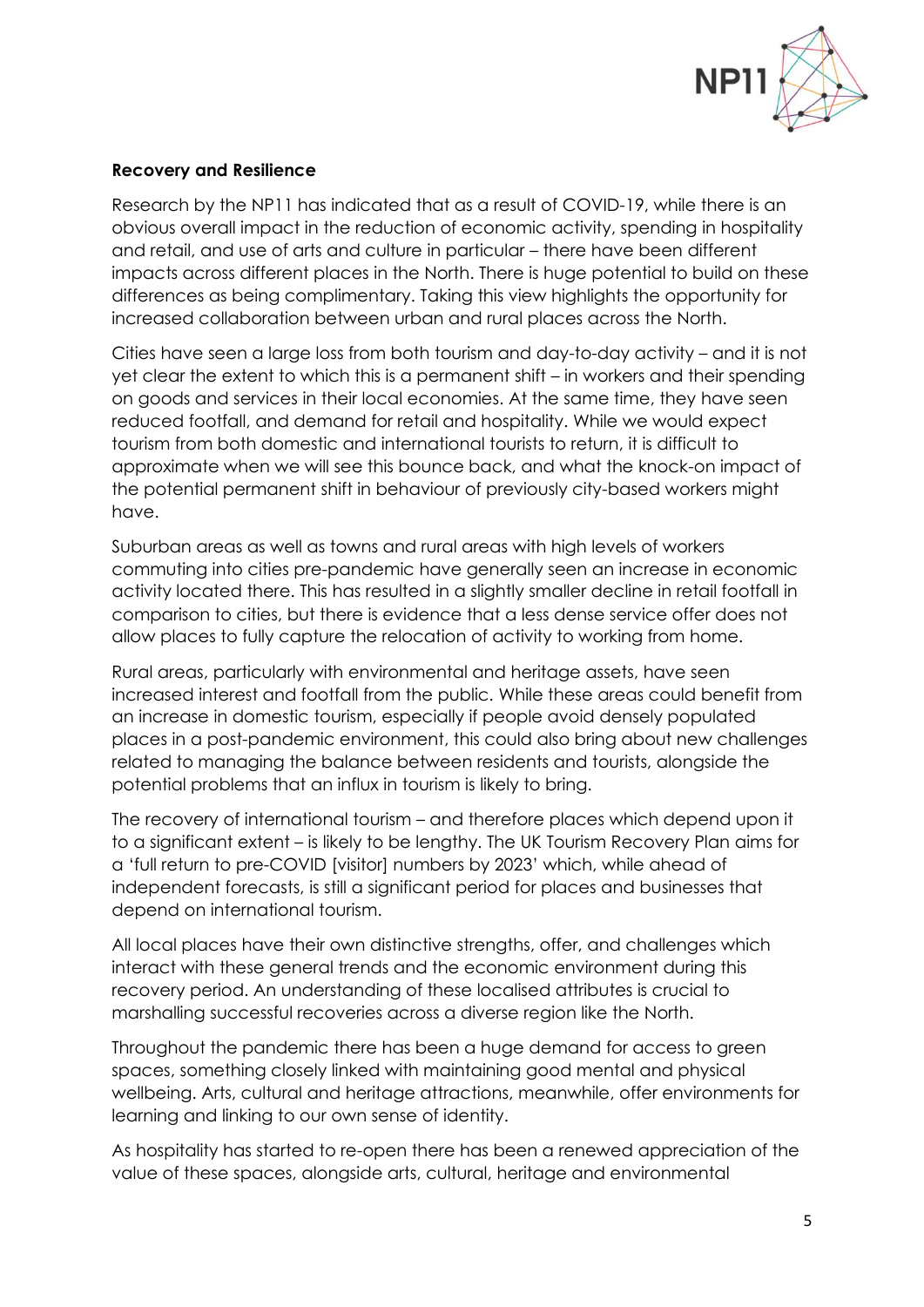**Recovery and Resilience**

Research by the NP11 has indicated that as a result of COVID-19, while there is an obvious overall impact in the reduction of economic activity, spending in hospitality and retail, and use of arts and culture in particular – there have been different impacts across different places in the North. There is huge potential to build on these differences as being complimentary. Taking this view highlights the opportunity for increased collaboration between urban and rural places across the North.

Cities have seen a large loss from both tourism and day-to-day activity – and it is not yet clear the extent to which this is a permanent shift – in workers and their spending on goods and services in their local economies. At the same time, they have seen reduced footfall, and demand for retail and hospitality. While we would expect tourism from both domestic and international tourists to return, it is difficult to approximate when we will see this bounce back, and what the knock-on impact of the potential permanent shift in behaviour of previously city-based workers might have.

Suburban areas as well as towns and rural areas with high levels of workers commuting into cities pre-pandemic have generally seen an increase in economic activity located there. This has resulted in a slightly smaller decline in retail footfall in comparison to cities, but there is evidence that a less dense service offer does not allow places to fully capture the relocation of activity to working from home.

Rural areas, particularly with environmental and heritage assets, have seen increased interest and footfall from the public. While these areas could benefit from an increase in domestic tourism, especially if people avoid densely populated places in a post-pandemic environment, this could also bring about new challenges related to managing the balance between residents and tourists, alongside the potential problems that an influx in tourism is likely to bring.

The recovery of international tourism – and therefore places which depend upon it to a significant extent – is likely to be lengthy. The UK Tourism Recovery Plan aims for a 'full return to pre-COVID [visitor] numbers by 2023' which, while ahead of independent forecasts, is still a significant period for places and businesses that depend on international tourism.

All local places have their own distinctive strengths, offer, and challenges which interact with these general trends and the economic environment during this recovery period. An understanding of these localised attributes is crucial to marshalling successful recoveries across a diverse region like the North.

Throughout the pandemic there has been a huge demand for access to green spaces, something closely linked with maintaining good mental and physical wellbeing. Arts, cultural and heritage attractions, meanwhile, offer environments for learning and linking to our own sense of identity.

As hospitality has started to re-open there has been a renewed appreciation of the value of these spaces, alongside arts, cultural, heritage and environmental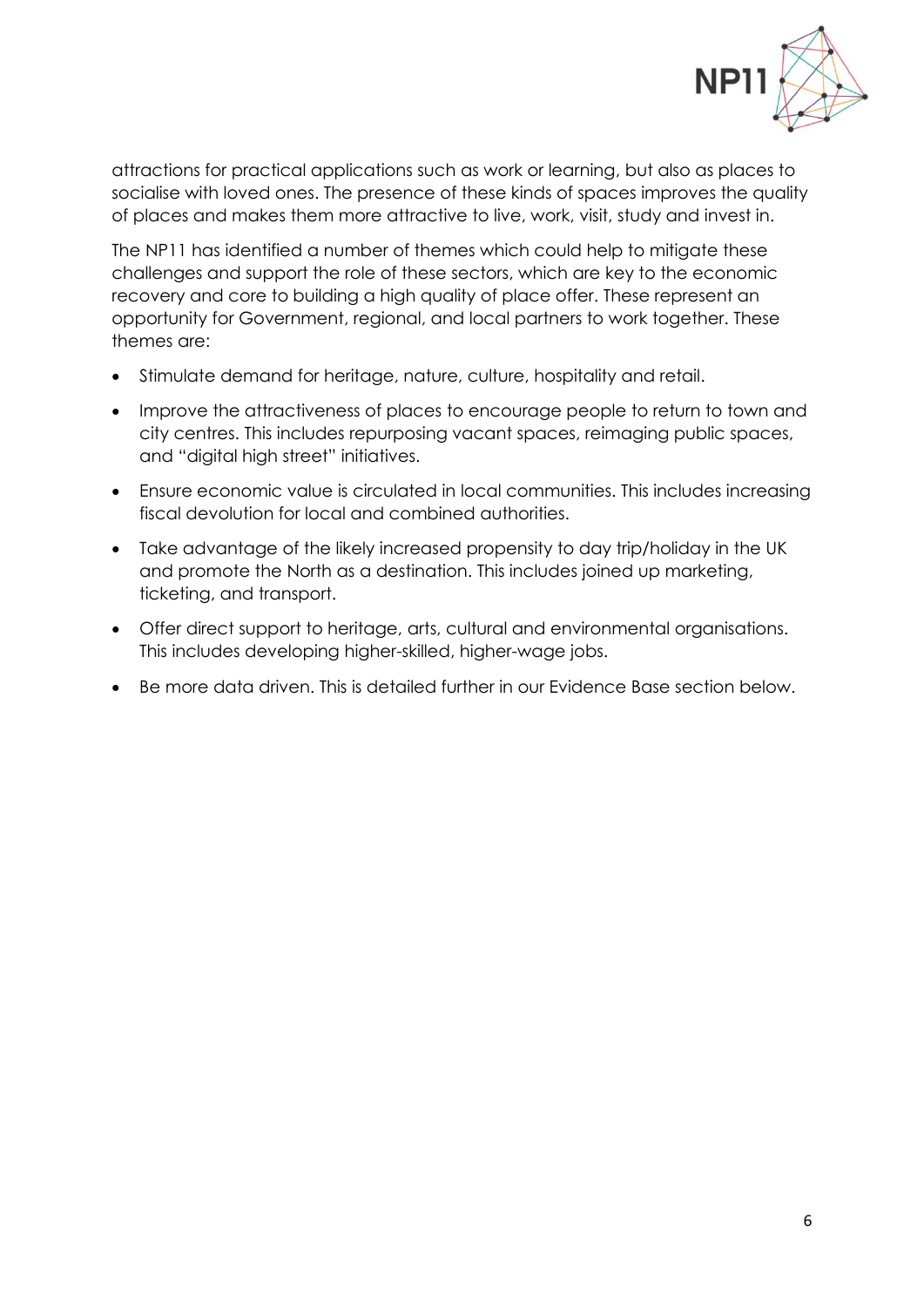attractions for practical applications such as work or learning, but also as places to socialise with loved ones. The presence of these kinds of spaces improves the quality of places and makes them more attractive to live, work, visit, study and invest in.

The NP11 has identified a number of themes which could help to mitigate these challenges and support the role of these sectors, which are key to the economic recovery and core to building a high quality of place offer. These represent an opportunity for Government, regional, and local partners to work together. These themes are:

- Stimulate demand for heritage, nature, culture, hospitality and retail.
- Improve the attractiveness of places to encourage people to return to town and city centres. This includes repurposing vacant spaces, reimaging public spaces, and "digital high street" initiatives.
- Ensure economic value is circulated in local communities. This includes increasing fiscal devolution for local and combined authorities.
- Take advantage of the likely increased propensity to day trip/holiday in the UK and promote the North as a destination. This includes joined up marketing, ticketing, and transport.
- Offer direct support to heritage, arts, cultural and environmental organisations. This includes developing higher-skilled, higher-wage jobs.
- Be more data driven. This is detailed further in our Evidence Base section below.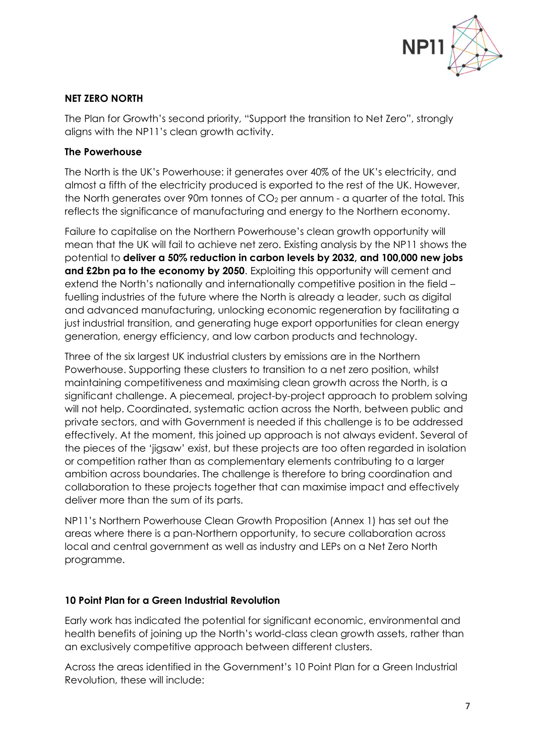## NET ZERO NORTH

The Plan for Growth's second priority, "Support the transition to Net Zero", strongly aligns with the NP11's clean growth activity.

### The Powerhouse

The North is the UK's Powerhouse: it generates over 40% of the UK's electricity, and almost a fifth of the electricity produced is exported to the rest of the UK. However, the North generates over 90m tonnes of $CO_2$ per annum - a quarter of the total. This reflects the significance of manufacturing and energy to the Northern economy.

Failure to capitalise on the Northern Powerhouse's clean growth opportunity will mean that the UK will fail to achieve net zero. Existing analysis by the NP11 shows the potential to **deliver a 50% reduction in carbon levels by 2032, and 100,000 new jobs and £2bn pa to the economy by 2050**. Exploiting this opportunity will cement and extend the North's nationally and internationally competitive position in the field – fuelling industries of the future where the North is already a leader, such as digital and advanced manufacturing, unlocking economic regeneration by facilitating a just industrial transition, and generating huge export opportunities for clean energy generation, energy efficiency, and low carbon products and technology.

Three of the six largest UK industrial clusters by emissions are in the Northern Powerhouse. Supporting these clusters to transition to a net zero position, whilst maintaining competitiveness and maximising clean growth across the North, is a significant challenge. A piecemeal, project-by-project approach to problem solving will not help. Coordinated, systematic action across the North, between public and private sectors, and with Government is needed if this challenge is to be addressed effectively. At the moment, this joined up approach is not always evident. Several of the pieces of the 'jigsaw' exist, but these projects are too often regarded in isolation or competition rather than as complementary elements contributing to a larger ambition across boundaries. The challenge is therefore to bring coordination and collaboration to these projects together that can maximise impact and effectively deliver more than the sum of its parts.

NP11's Northern Powerhouse Clean Growth Proposition (Annex 1) has set out the areas where there is a pan-Northern opportunity, to secure collaboration across local and central government as well as industry and LEPs on a Net Zero North programme.

### 10 Point Plan for a Green Industrial Revolution

Early work has indicated the potential for significant economic, environmental and health benefits of joining up the North's world-class clean growth assets, rather than an exclusively competitive approach between different clusters.

Across the areas identified in the Government's 10 Point Plan for a Green Industrial Revolution, these will include: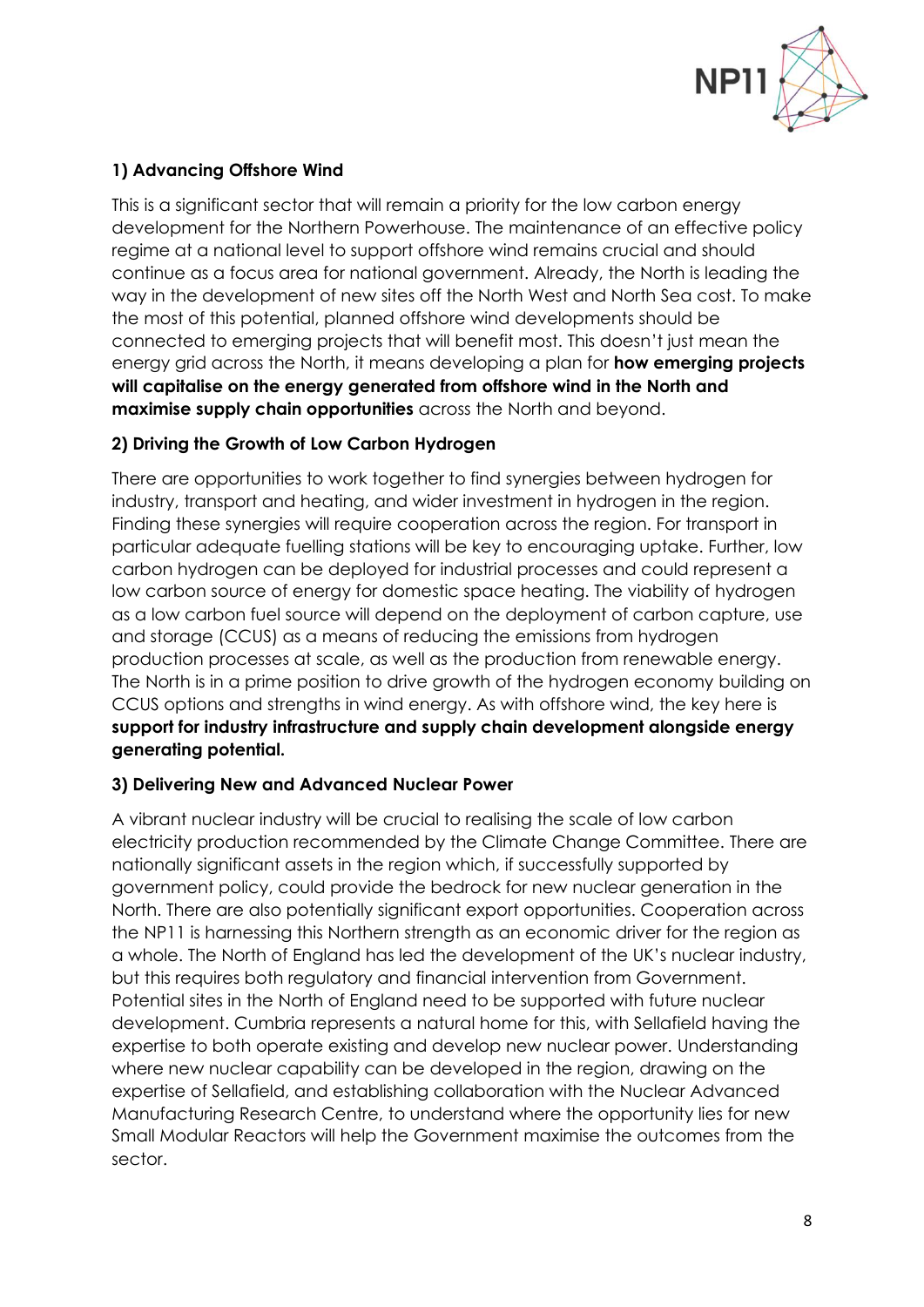### 1) Advancing Offshore Wind

This is a significant sector that will remain a priority for the low carbon energy development for the Northern Powerhouse. The maintenance of an effective policy regime at a national level to support offshore wind remains crucial and should continue as a focus area for national government. Already, the North is leading the way in the development of new sites off the North West and North Sea cost. To make the most of this potential, planned offshore wind developments should be connected to emerging projects that will benefit most. This doesn't just mean the energy grid across the North, it means developing a plan for **how emerging projects will capitalise on the energy generated from offshore wind in the North and maximise supply chain opportunities** across the North and beyond.

### 2) Driving the Growth of Low Carbon Hydrogen

There are opportunities to work together to find synergies between hydrogen for industry, transport and heating, and wider investment in hydrogen in the region. Finding these synergies will require cooperation across the region. For transport in particular adequate fuelling stations will be key to encouraging uptake. Further, low carbon hydrogen can be deployed for industrial processes and could represent a low carbon source of energy for domestic space heating. The viability of hydrogen as a low carbon fuel source will depend on the deployment of carbon capture, use and storage (CCUS) as a means of reducing the emissions from hydrogen production processes at scale, as well as the production from renewable energy. The North is in a prime position to drive growth of the hydrogen economy building on CCUS options and strengths in wind energy. As with offshore wind, the key here is **support for industry infrastructure and supply chain development alongside energy generating potential.**

### 3) Delivering New and Advanced Nuclear Power

A vibrant nuclear industry will be crucial to realising the scale of low carbon electricity production recommended by the Climate Change Committee. There are nationally significant assets in the region which, if successfully supported by government policy, could provide the bedrock for new nuclear generation in the North. There are also potentially significant export opportunities. Cooperation across the NP11 is harnessing this Northern strength as an economic driver for the region as a whole. The North of England has led the development of the UK's nuclear industry, but this requires both regulatory and financial intervention from Government. Potential sites in the North of England need to be supported with future nuclear development. Cumbria represents a natural home for this, with Sellafield having the expertise to both operate existing and develop new nuclear power. Understanding where new nuclear capability can be developed in the region, drawing on the expertise of Sellafield, and establishing collaboration with the Nuclear Advanced Manufacturing Research Centre, to understand where the opportunity lies for new Small Modular Reactors will help the Government maximise the outcomes from the sector.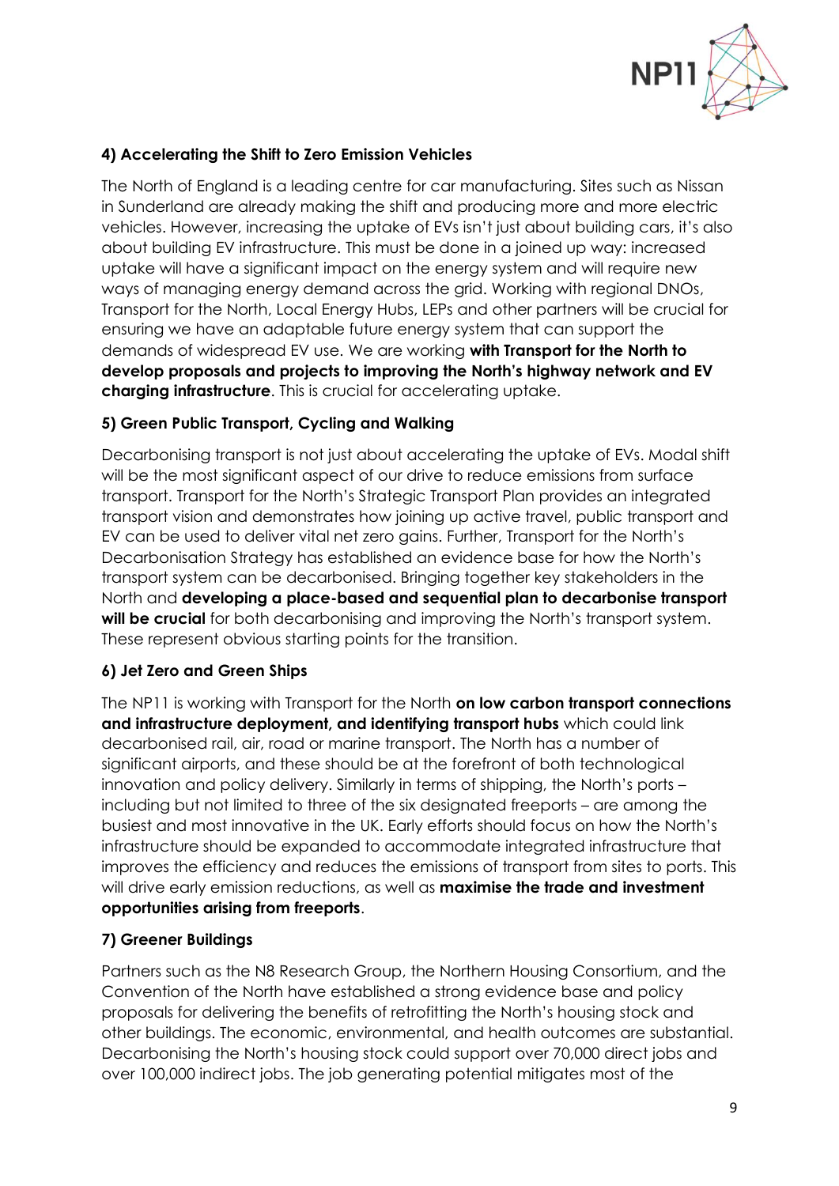### 4) Accelerating the Shift to Zero Emission Vehicles

The North of England is a leading centre for car manufacturing. Sites such as Nissan in Sunderland are already making the shift and producing more and more electric vehicles. However, increasing the uptake of EVs isn't just about building cars, it's also about building EV infrastructure. This must be done in a joined up way: increased uptake will have a significant impact on the energy system and will require new ways of managing energy demand across the grid. Working with regional DNOs, Transport for the North, Local Energy Hubs, LEPs and other partners will be crucial for ensuring we have an adaptable future energy system that can support the demands of widespread EV use. We are working **with Transport for the North to develop proposals and projects to improving the North's highway network and EV charging infrastructure**. This is crucial for accelerating uptake.

### 5) Green Public Transport, Cycling and Walking

Decarbonising transport is not just about accelerating the uptake of EVs. Modal shift will be the most significant aspect of our drive to reduce emissions from surface transport. Transport for the North's Strategic Transport Plan provides an integrated transport vision and demonstrates how joining up active travel, public transport and EV can be used to deliver vital net zero gains. Further, Transport for the North's Decarbonisation Strategy has established an evidence base for how the North's transport system can be decarbonised. Bringing together key stakeholders in the North and **developing a place-based and sequential plan to decarbonise transport will be crucial** for both decarbonising and improving the North's transport system. These represent obvious starting points for the transition.

### 6) Jet Zero and Green Ships

The NP11 is working with Transport for the North **on low carbon transport connections and infrastructure deployment, and identifying transport hubs** which could link decarbonised rail, air, road or marine transport. The North has a number of significant airports, and these should be at the forefront of both technological innovation and policy delivery. Similarly in terms of shipping, the North's ports – including but not limited to three of the six designated freeports – are among the busiest and most innovative in the UK. Early efforts should focus on how the North's infrastructure should be expanded to accommodate integrated infrastructure that improves the efficiency and reduces the emissions of transport from sites to ports. This will drive early emission reductions, as well as **maximise the trade and investment opportunities arising from freeports**.

### 7) Greener Buildings

Partners such as the N8 Research Group, the Northern Housing Consortium, and the Convention of the North have established a strong evidence base and policy proposals for delivering the benefits of retrofitting the North's housing stock and other buildings. The economic, environmental, and health outcomes are substantial. Decarbonising the North's housing stock could support over 70,000 direct jobs and over 100,000 indirect jobs. The job generating potential mitigates most of the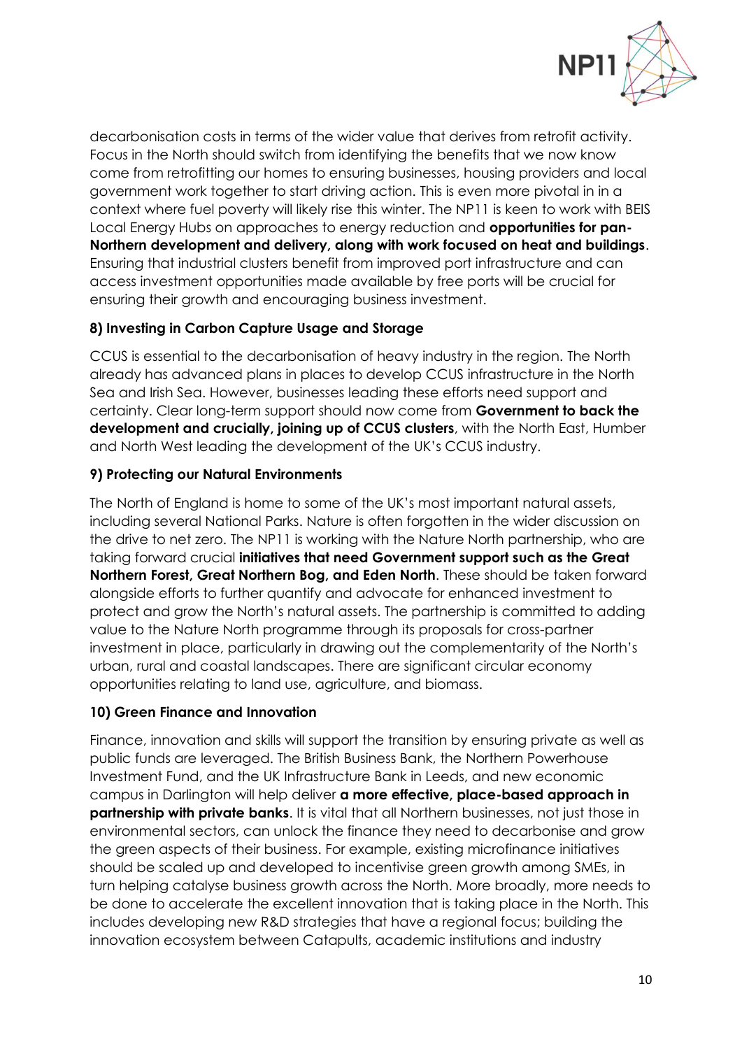decarbonisation costs in terms of the wider value that derives from retrofit activity. Focus in the North should switch from identifying the benefits that we now know come from retrofitting our homes to ensuring businesses, housing providers and local government work together to start driving action. This is even more pivotal in in a context where fuel poverty will likely rise this winter. The NP11 is keen to work with BEIS Local Energy Hubs on approaches to energy reduction and **opportunities for pan-Northern development and delivery, along with work focused on heat and buildings**. Ensuring that industrial clusters benefit from improved port infrastructure and can access investment opportunities made available by free ports will be crucial for ensuring their growth and encouraging business investment.

### 8) Investing in Carbon Capture Usage and Storage

CCUS is essential to the decarbonisation of heavy industry in the region. The North already has advanced plans in places to develop CCUS infrastructure in the North Sea and Irish Sea. However, businesses leading these efforts need support and certainty. Clear long-term support should now come from **Government to back the development and crucially, joining up of CCUS clusters**, with the North East, Humber and North West leading the development of the UK's CCUS industry.

### 9) Protecting our Natural Environments

The North of England is home to some of the UK's most important natural assets, including several National Parks. Nature is often forgotten in the wider discussion on the drive to net zero. The NP11 is working with the Nature North partnership, who are taking forward crucial **initiatives that need Government support such as the Great Northern Forest, Great Northern Bog, and Eden North**. These should be taken forward alongside efforts to further quantify and advocate for enhanced investment to protect and grow the North's natural assets. The partnership is committed to adding value to the Nature North programme through its proposals for cross-partner investment in place, particularly in drawing out the complementarity of the North's urban, rural and coastal landscapes. There are significant circular economy opportunities relating to land use, agriculture, and biomass.

### 10) Green Finance and Innovation

Finance, innovation and skills will support the transition by ensuring private as well as public funds are leveraged. The British Business Bank, the Northern Powerhouse Investment Fund, and the UK Infrastructure Bank in Leeds, and new economic campus in Darlington will help deliver **a more effective, place-based approach in partnership with private banks**. It is vital that all Northern businesses, not just those in environmental sectors, can unlock the finance they need to decarbonise and grow the green aspects of their business. For example, existing microfinance initiatives should be scaled up and developed to incentivise green growth among SMEs, in turn helping catalyse business growth across the North. More broadly, more needs to be done to accelerate the excellent innovation that is taking place in the North. This includes developing new R&D strategies that have a regional focus; building the innovation ecosystem between Catapults, academic institutions and industry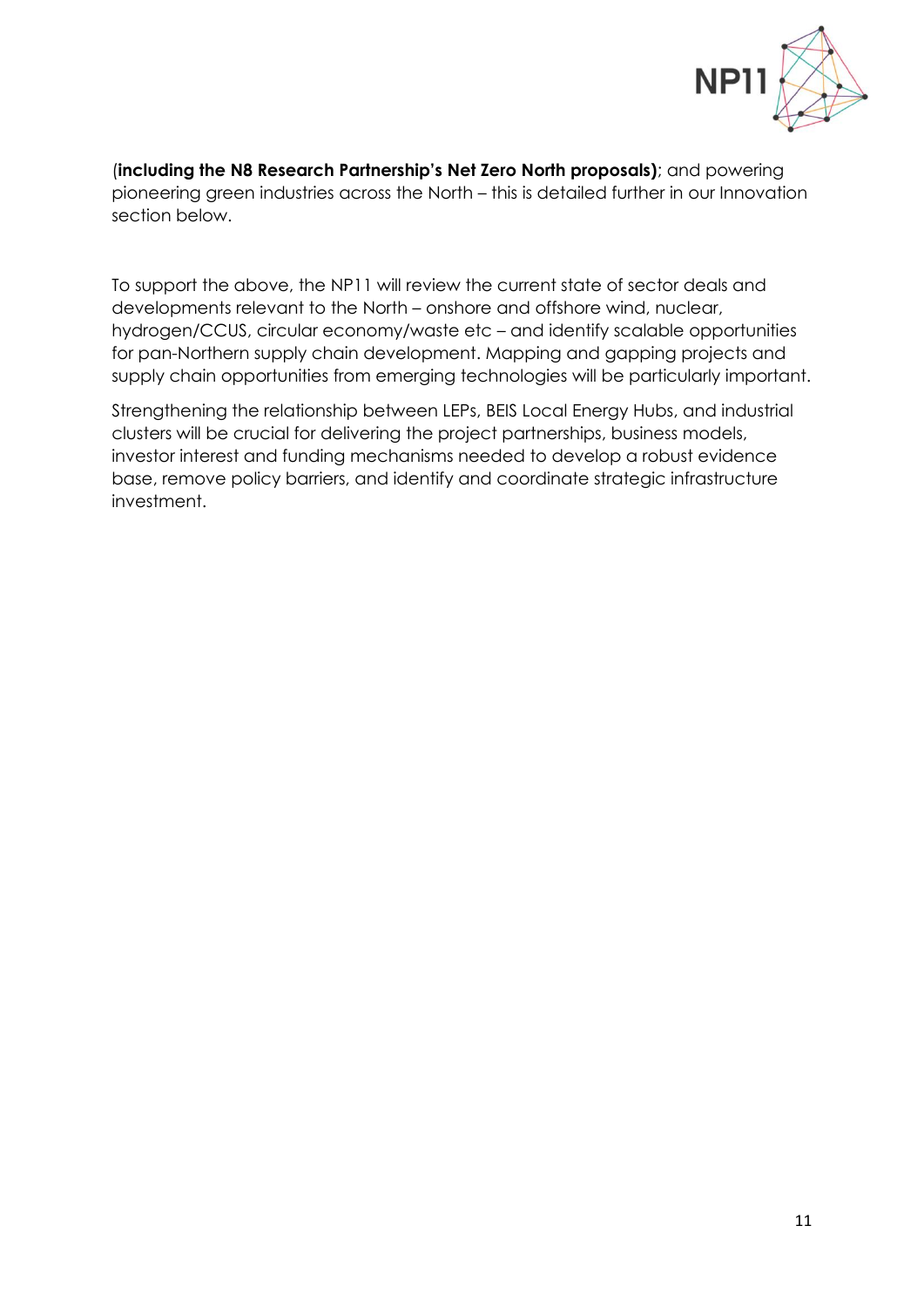(**including the N8 Research Partnership's Net Zero North proposals)**; and powering pioneering green industries across the North – this is detailed further in our Innovation section below.

To support the above, the NP11 will review the current state of sector deals and developments relevant to the North – onshore and offshore wind, nuclear, hydrogen/CCUS, circular economy/waste etc – and identify scalable opportunities for pan-Northern supply chain development. Mapping and gapping projects and supply chain opportunities from emerging technologies will be particularly important.

Strengthening the relationship between LEPs, BEIS Local Energy Hubs, and industrial clusters will be crucial for delivering the project partnerships, business models, investor interest and funding mechanisms needed to develop a robust evidence base, remove policy barriers, and identify and coordinate strategic infrastructure investment.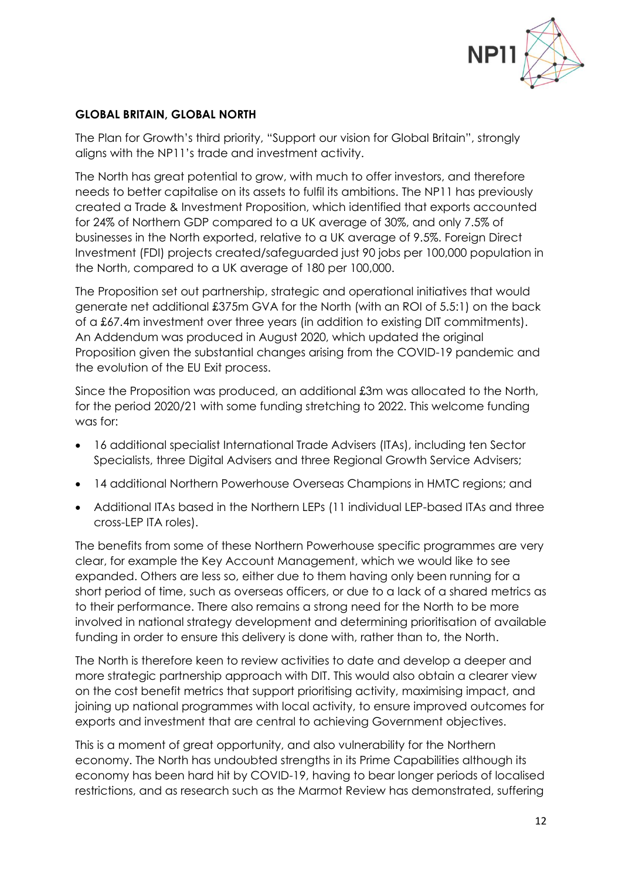**GLOBAL BRITAIN, GLOBAL NORTH**

The Plan for Growth's third priority, "Support our vision for Global Britain", strongly aligns with the NP11's trade and investment activity.

The North has great potential to grow, with much to offer investors, and therefore needs to better capitalise on its assets to fulfil its ambitions. The NP11 has previously created a Trade & Investment Proposition, which identified that exports accounted for 24% of Northern GDP compared to a UK average of 30%, and only 7.5% of businesses in the North exported, relative to a UK average of 9.5%. Foreign Direct Investment (FDI) projects created/safeguarded just 90 jobs per 100,000 population in the North, compared to a UK average of 180 per 100,000.

The Proposition set out partnership, strategic and operational initiatives that would generate net additional £375m GVA for the North (with an ROI of 5.5:1) on the back of a £67.4m investment over three years (in addition to existing DIT commitments). An Addendum was produced in August 2020, which updated the original Proposition given the substantial changes arising from the COVID-19 pandemic and the evolution of the EU Exit process.

Since the Proposition was produced, an additional £3m was allocated to the North, for the period 2020/21 with some funding stretching to 2022. This welcome funding was for:

- 16 additional specialist International Trade Advisers (ITAs), including ten Sector Specialists, three Digital Advisers and three Regional Growth Service Advisers;
- 14 additional Northern Powerhouse Overseas Champions in HMTC regions; and
- Additional ITAs based in the Northern LEPs (11 individual LEP-based ITAs and three cross-LEP ITA roles).

The benefits from some of these Northern Powerhouse specific programmes are very clear, for example the Key Account Management, which we would like to see expanded. Others are less so, either due to them having only been running for a short period of time, such as overseas officers, or due to a lack of a shared metrics as to their performance. There also remains a strong need for the North to be more involved in national strategy development and determining prioritisation of available funding in order to ensure this delivery is done with, rather than to, the North.

The North is therefore keen to review activities to date and develop a deeper and more strategic partnership approach with DIT. This would also obtain a clearer view on the cost benefit metrics that support prioritising activity, maximising impact, and joining up national programmes with local activity, to ensure improved outcomes for exports and investment that are central to achieving Government objectives.

This is a moment of great opportunity, and also vulnerability for the Northern economy. The North has undoubted strengths in its Prime Capabilities although its economy has been hard hit by COVID-19, having to bear longer periods of localised restrictions, and as research such as the Marmot Review has demonstrated, suffering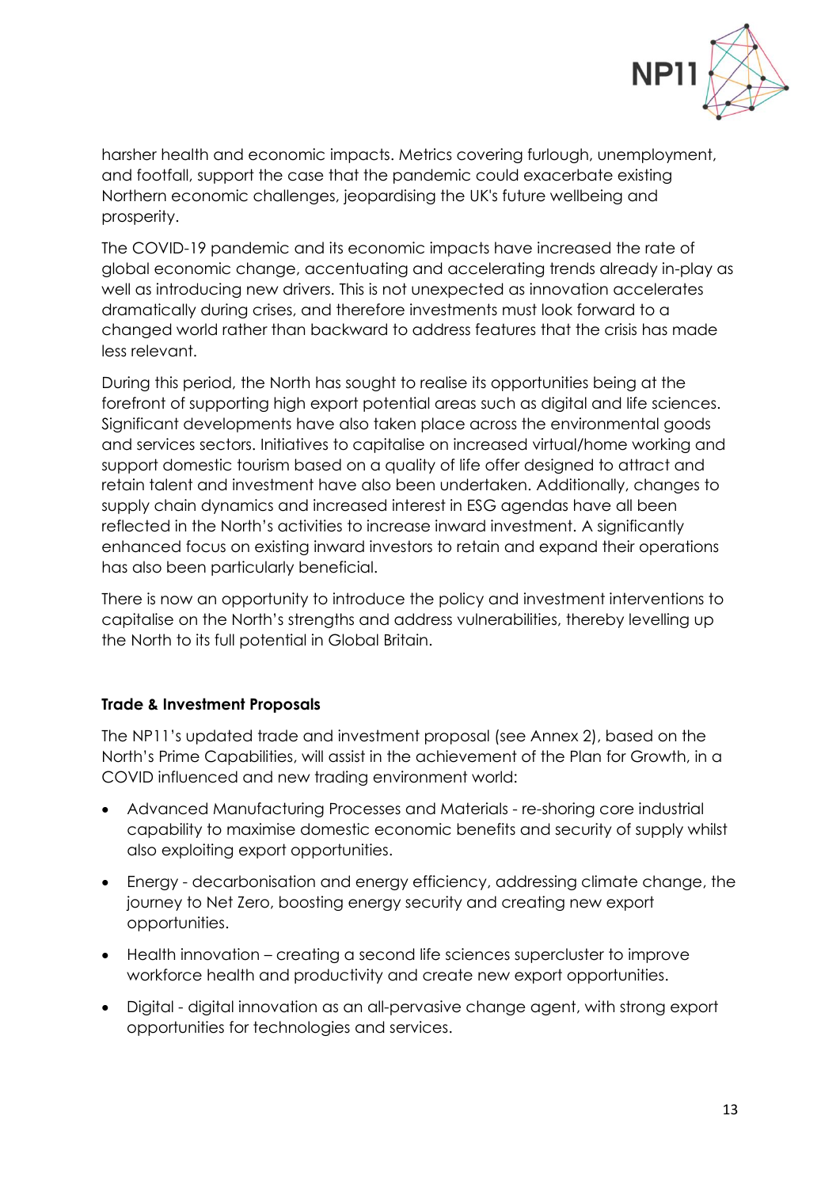harsher health and economic impacts. Metrics covering furlough, unemployment, and footfall, support the case that the pandemic could exacerbate existing Northern economic challenges, jeopardising the UK's future wellbeing and prosperity.

The COVID-19 pandemic and its economic impacts have increased the rate of global economic change, accentuating and accelerating trends already in-play as well as introducing new drivers. This is not unexpected as innovation accelerates dramatically during crises, and therefore investments must look forward to a changed world rather than backward to address features that the crisis has made less relevant.

During this period, the North has sought to realise its opportunities being at the forefront of supporting high export potential areas such as digital and life sciences. Significant developments have also taken place across the environmental goods and services sectors. Initiatives to capitalise on increased virtual/home working and support domestic tourism based on a quality of life offer designed to attract and retain talent and investment have also been undertaken. Additionally, changes to supply chain dynamics and increased interest in ESG agendas have all been reflected in the North's activities to increase inward investment. A significantly enhanced focus on existing inward investors to retain and expand their operations has also been particularly beneficial.

There is now an opportunity to introduce the policy and investment interventions to capitalise on the North's strengths and address vulnerabilities, thereby levelling up the North to its full potential in Global Britain.

**Trade & Investment Proposals**

The NP11's updated trade and investment proposal (see Annex 2), based on the North's Prime Capabilities, will assist in the achievement of the Plan for Growth, in a COVID influenced and new trading environment world:

- Advanced Manufacturing Processes and Materials - re-shoring core industrial capability to maximise domestic economic benefits and security of supply whilst also exploiting export opportunities.
- Energy - decarbonisation and energy efficiency, addressing climate change, the journey to Net Zero, boosting energy security and creating new export opportunities.
- Health innovation – creating a second life sciences supercluster to improve workforce health and productivity and create new export opportunities.
- Digital - digital innovation as an all-pervasive change agent, with strong export opportunities for technologies and services.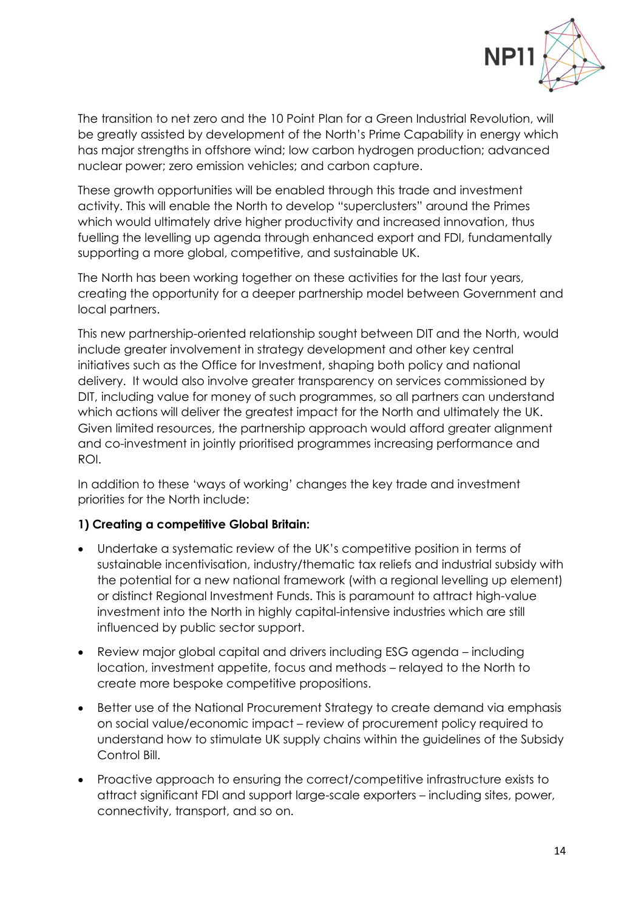The transition to net zero and the 10 Point Plan for a Green Industrial Revolution, will be greatly assisted by development of the North's Prime Capability in energy which has major strengths in offshore wind; low carbon hydrogen production; advanced nuclear power; zero emission vehicles; and carbon capture.

These growth opportunities will be enabled through this trade and investment activity. This will enable the North to develop "superclusters" around the Primes which would ultimately drive higher productivity and increased innovation, thus fuelling the levelling up agenda through enhanced export and FDI, fundamentally supporting a more global, competitive, and sustainable UK.

The North has been working together on these activities for the last four years, creating the opportunity for a deeper partnership model between Government and local partners.

This new partnership-oriented relationship sought between DIT and the North, would include greater involvement in strategy development and other key central initiatives such as the Office for Investment, shaping both policy and national delivery. It would also involve greater transparency on services commissioned by DIT, including value for money of such programmes, so all partners can understand which actions will deliver the greatest impact for the North and ultimately the UK. Given limited resources, the partnership approach would afford greater alignment and co-investment in jointly prioritised programmes increasing performance and ROI.

In addition to these 'ways of working' changes the key trade and investment priorities for the North include:

**1) Creating a competitive Global Britain:**

- Undertake a systematic review of the UK's competitive position in terms of sustainable incentivisation, industry/thematic tax reliefs and industrial subsidy with the potential for a new national framework (with a regional levelling up element) or distinct Regional Investment Funds. This is paramount to attract high-value investment into the North in highly capital-intensive industries which are still influenced by public sector support.
- Review major global capital and drivers including ESG agenda – including location, investment appetite, focus and methods – relayed to the North to create more bespoke competitive propositions.
- Better use of the National Procurement Strategy to create demand via emphasis on social value/economic impact – review of procurement policy required to understand how to stimulate UK supply chains within the guidelines of the Subsidy Control Bill.
- Proactive approach to ensuring the correct/competitive infrastructure exists to attract significant FDI and support large-scale exporters – including sites, power, connectivity, transport, and so on.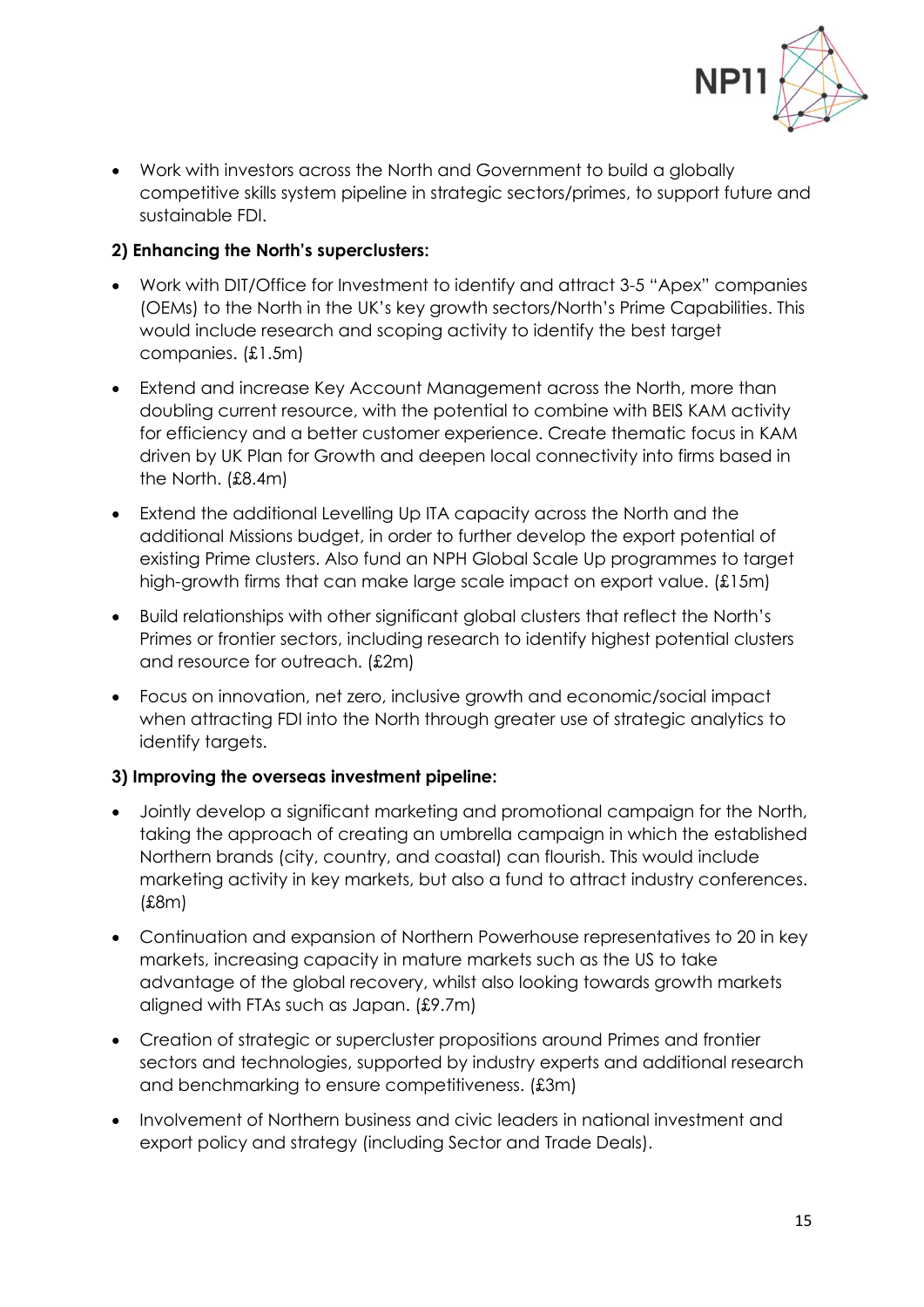- Work with investors across the North and Government to build a globally competitive skills system pipeline in strategic sectors/primes, to support future and sustainable FDI.

**2) Enhancing the North's superclusters:**

- Work with DIT/Office for Investment to identify and attract 3-5 "Apex" companies (OEMs) to the North in the UK's key growth sectors/North's Prime Capabilities. This would include research and scoping activity to identify the best target companies. (£1.5m)
- Extend and increase Key Account Management across the North, more than doubling current resource, with the potential to combine with BEIS KAM activity for efficiency and a better customer experience. Create thematic focus in KAM driven by UK Plan for Growth and deepen local connectivity into firms based in the North. (£8.4m)
- Extend the additional Levelling Up ITA capacity across the North and the additional Missions budget, in order to further develop the export potential of existing Prime clusters. Also fund an NPH Global Scale Up programmes to target high-growth firms that can make large scale impact on export value. (£15m)
- Build relationships with other significant global clusters that reflect the North's Primes or frontier sectors, including research to identify highest potential clusters and resource for outreach. (£2m)
- Focus on innovation, net zero, inclusive growth and economic/social impact when attracting FDI into the North through greater use of strategic analytics to identify targets.

**3) Improving the overseas investment pipeline:**

- Jointly develop a significant marketing and promotional campaign for the North, taking the approach of creating an umbrella campaign in which the established Northern brands (city, country, and coastal) can flourish. This would include marketing activity in key markets, but also a fund to attract industry conferences. (£8m)
- Continuation and expansion of Northern Powerhouse representatives to 20 in key markets, increasing capacity in mature markets such as the US to take advantage of the global recovery, whilst also looking towards growth markets aligned with FTAs such as Japan. (£9.7m)
- Creation of strategic or supercluster propositions around Primes and frontier sectors and technologies, supported by industry experts and additional research and benchmarking to ensure competitiveness. (£3m)
- Involvement of Northern business and civic leaders in national investment and export policy and strategy (including Sector and Trade Deals).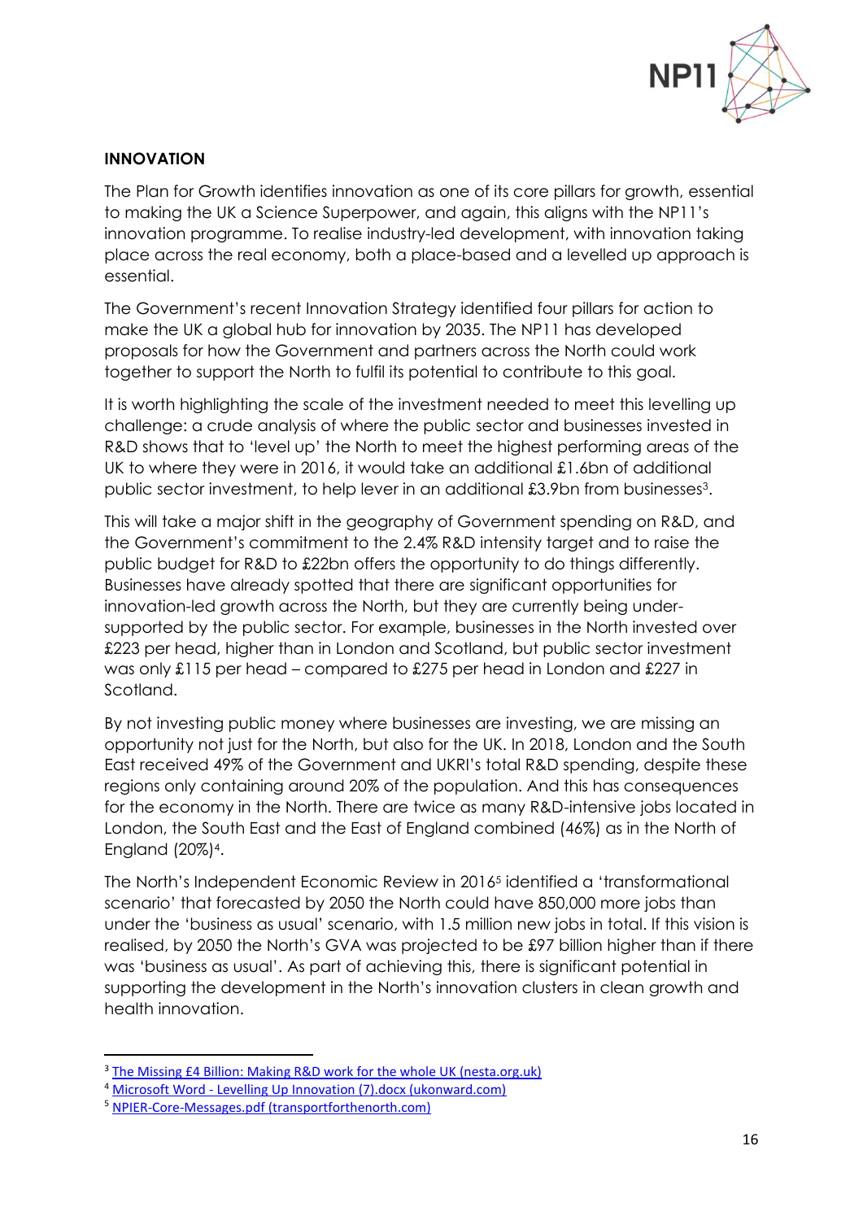## INNOVATION

The Plan for Growth identifies innovation as one of its core pillars for growth, essential to making the UK a Science Superpower, and again, this aligns with the NP11's innovation programme. To realise industry-led development, with innovation taking place across the real economy, both a place-based and a levelled up approach is essential.

The Government's recent Innovation Strategy identified four pillars for action to make the UK a global hub for innovation by 2035. The NP11 has developed proposals for how the Government and partners across the North could work together to support the North to fulfil its potential to contribute to this goal.

It is worth highlighting the scale of the investment needed to meet this levelling up challenge: a crude analysis of where the public sector and businesses invested in R&D shows that to 'level up' the North to meet the highest performing areas of the UK to where they were in 2016, it would take an additional £1.6bn of additional public sector investment, to help lever in an additional £3.9bn from businesses[3].

This will take a major shift in the geography of Government spending on R&D, and the Government's commitment to the 2.4% R&D intensity target and to raise the public budget for R&D to £22bn offers the opportunity to do things differently. Businesses have already spotted that there are significant opportunities for innovation-led growth across the North, but they are currently being under-supported by the public sector. For example, businesses in the North invested over £223 per head, higher than in London and Scotland, but public sector investment was only £115 per head – compared to £275 per head in London and £227 in Scotland.

By not investing public money where businesses are investing, we are missing an opportunity not just for the North, but also for the UK. In 2018, London and the South East received 49% of the Government and UKRI's total R&D spending, despite these regions only containing around 20% of the population. And this has consequences for the economy in the North. There are twice as many R&D-intensive jobs located in London, the South East and the East of England combined (46%) as in the North of England (20%)[4].

The North's Independent Economic Review in 2016[5] identified a 'transformational scenario' that forecasted by 2050 the North could have 850,000 more jobs than under the 'business as usual' scenario, with 1.5 million new jobs in total. If this vision is realised, by 2050 the North's GVA was projected to be £97 billion higher than if there was 'business as usual'. As part of achieving this, there is significant potential in supporting the development in the North's innovation clusters in clean growth and health innovation.

---

[3] The Missing £4 Billion: Making R&D work for the whole UK (nesta.org.uk)

[4] Microsoft Word - Levelling Up Innovation (7).docx (ukonward.com)

[5] NPIER-Core-Messages.pdf (transportforthenorth.com)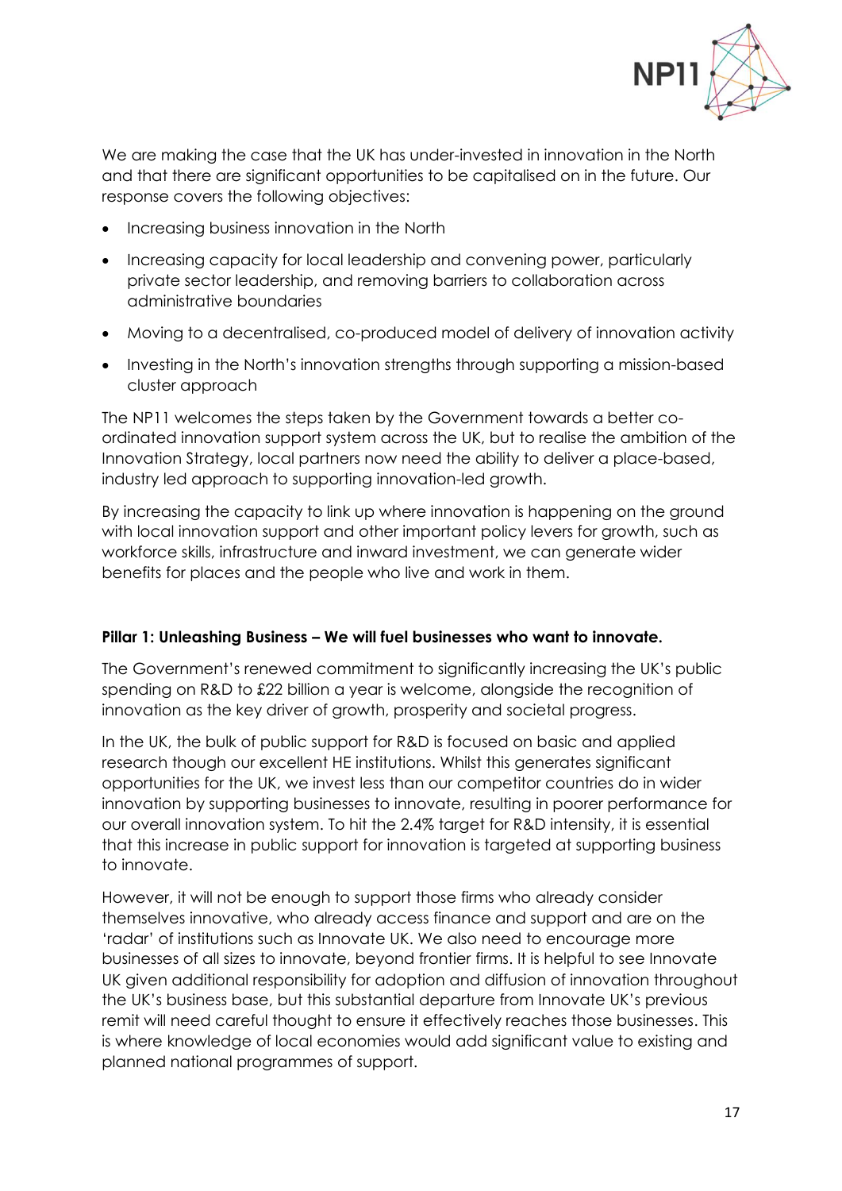We are making the case that the UK has under-invested in innovation in the North and that there are significant opportunities to be capitalised on in the future. Our response covers the following objectives:

- Increasing business innovation in the North
- Increasing capacity for local leadership and convening power, particularly private sector leadership, and removing barriers to collaboration across administrative boundaries
- Moving to a decentralised, co-produced model of delivery of innovation activity
- Investing in the North's innovation strengths through supporting a mission-based cluster approach

The NP11 welcomes the steps taken by the Government towards a better co-ordinated innovation support system across the UK, but to realise the ambition of the Innovation Strategy, local partners now need the ability to deliver a place-based, industry led approach to supporting innovation-led growth.

By increasing the capacity to link up where innovation is happening on the ground with local innovation support and other important policy levers for growth, such as workforce skills, infrastructure and inward investment, we can generate wider benefits for places and the people who live and work in them.

**Pillar 1: Unleashing Business – We will fuel businesses who want to innovate.**

The Government's renewed commitment to significantly increasing the UK's public spending on R&D to £22 billion a year is welcome, alongside the recognition of innovation as the key driver of growth, prosperity and societal progress.

In the UK, the bulk of public support for R&D is focused on basic and applied research though our excellent HE institutions. Whilst this generates significant opportunities for the UK, we invest less than our competitor countries do in wider innovation by supporting businesses to innovate, resulting in poorer performance for our overall innovation system. To hit the 2.4% target for R&D intensity, it is essential that this increase in public support for innovation is targeted at supporting business to innovate.

However, it will not be enough to support those firms who already consider themselves innovative, who already access finance and support and are on the 'radar' of institutions such as Innovate UK. We also need to encourage more businesses of all sizes to innovate, beyond frontier firms. It is helpful to see Innovate UK given additional responsibility for adoption and diffusion of innovation throughout the UK's business base, but this substantial departure from Innovate UK's previous remit will need careful thought to ensure it effectively reaches those businesses. This is where knowledge of local economies would add significant value to existing and planned national programmes of support.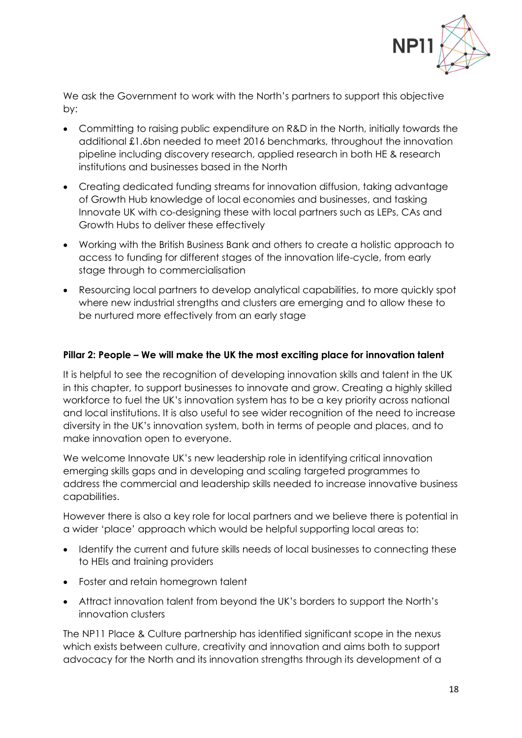We ask the Government to work with the North's partners to support this objective by:

- Committing to raising public expenditure on R&D in the North, initially towards the additional £1.6bn needed to meet 2016 benchmarks, throughout the innovation pipeline including discovery research, applied research in both HE & research institutions and businesses based in the North
- Creating dedicated funding streams for innovation diffusion, taking advantage of Growth Hub knowledge of local economies and businesses, and tasking Innovate UK with co-designing these with local partners such as LEPs, CAs and Growth Hubs to deliver these effectively
- Working with the British Business Bank and others to create a holistic approach to access to funding for different stages of the innovation life-cycle, from early stage through to commercialisation
- Resourcing local partners to develop analytical capabilities, to more quickly spot where new industrial strengths and clusters are emerging and to allow these to be nurtured more effectively from an early stage

**Pillar 2: People – We will make the UK the most exciting place for innovation talent**

It is helpful to see the recognition of developing innovation skills and talent in the UK in this chapter, to support businesses to innovate and grow. Creating a highly skilled workforce to fuel the UK's innovation system has to be a key priority across national and local institutions. It is also useful to see wider recognition of the need to increase diversity in the UK's innovation system, both in terms of people and places, and to make innovation open to everyone.

We welcome Innovate UK's new leadership role in identifying critical innovation emerging skills gaps and in developing and scaling targeted programmes to address the commercial and leadership skills needed to increase innovative business capabilities.

However there is also a key role for local partners and we believe there is potential in a wider 'place' approach which would be helpful supporting local areas to:

- Identify the current and future skills needs of local businesses to connecting these to HEIs and training providers
- Foster and retain homegrown talent
- Attract innovation talent from beyond the UK's borders to support the North's innovation clusters

The NP11 Place & Culture partnership has identified significant scope in the nexus which exists between culture, creativity and innovation and aims both to support advocacy for the North and its innovation strengths through its development of a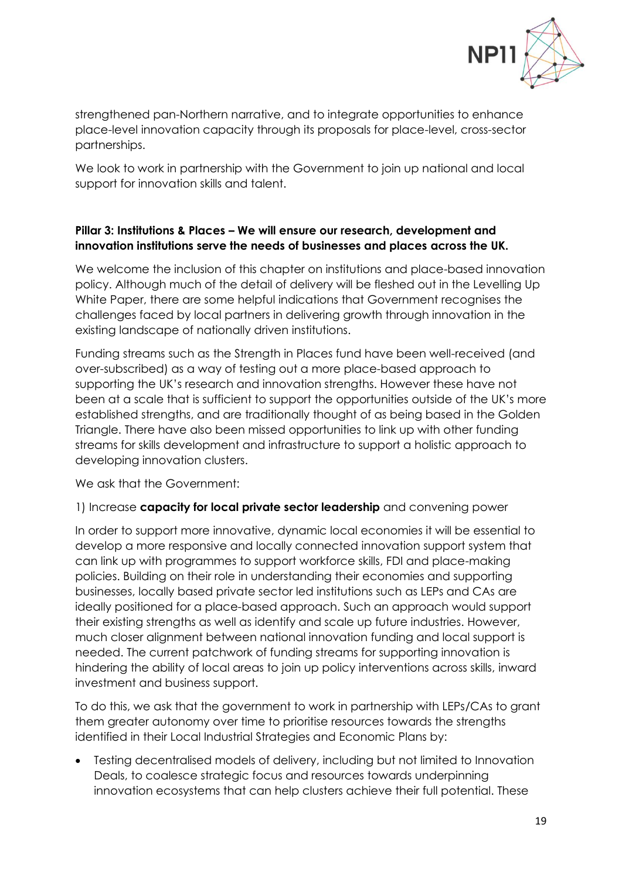strengthened pan-Northern narrative, and to integrate opportunities to enhance place-level innovation capacity through its proposals for place-level, cross-sector partnerships.

We look to work in partnership with the Government to join up national and local support for innovation skills and talent.

**Pillar 3: Institutions & Places – We will ensure our research, development and innovation institutions serve the needs of businesses and places across the UK.**

We welcome the inclusion of this chapter on institutions and place-based innovation policy. Although much of the detail of delivery will be fleshed out in the Levelling Up White Paper, there are some helpful indications that Government recognises the challenges faced by local partners in delivering growth through innovation in the existing landscape of nationally driven institutions.

Funding streams such as the Strength in Places fund have been well-received (and over-subscribed) as a way of testing out a more place-based approach to supporting the UK's research and innovation strengths. However these have not been at a scale that is sufficient to support the opportunities outside of the UK's more established strengths, and are traditionally thought of as being based in the Golden Triangle. There have also been missed opportunities to link up with other funding streams for skills development and infrastructure to support a holistic approach to developing innovation clusters.

We ask that the Government:

1) Increase **capacity for local private sector leadership** and convening power

In order to support more innovative, dynamic local economies it will be essential to develop a more responsive and locally connected innovation support system that can link up with programmes to support workforce skills, FDI and place-making policies. Building on their role in understanding their economies and supporting businesses, locally based private sector led institutions such as LEPs and CAs are ideally positioned for a place-based approach. Such an approach would support their existing strengths as well as identify and scale up future industries. However, much closer alignment between national innovation funding and local support is needed. The current patchwork of funding streams for supporting innovation is hindering the ability of local areas to join up policy interventions across skills, inward investment and business support.

To do this, we ask that the government to work in partnership with LEPs/CAs to grant them greater autonomy over time to prioritise resources towards the strengths identified in their Local Industrial Strategies and Economic Plans by:

- Testing decentralised models of delivery, including but not limited to Innovation Deals, to coalesce strategic focus and resources towards underpinning innovation ecosystems that can help clusters achieve their full potential. These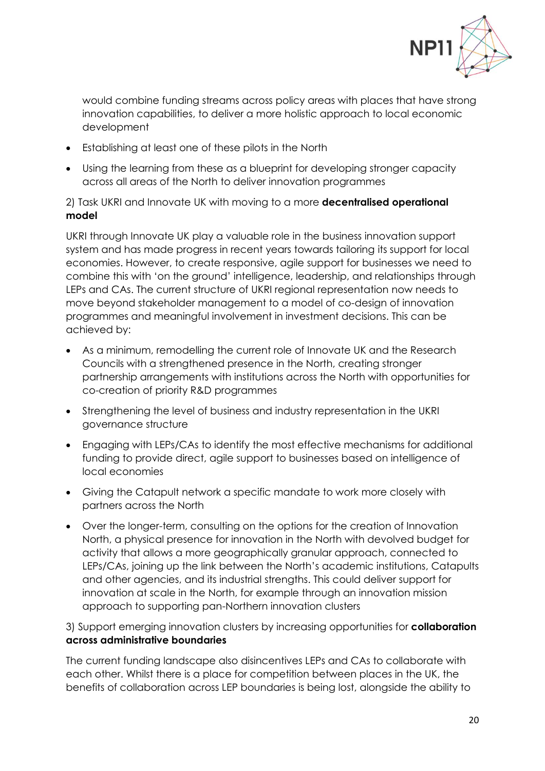would combine funding streams across policy areas with places that have strong innovation capabilities, to deliver a more holistic approach to local economic development

- Establishing at least one of these pilots in the North
- Using the learning from these as a blueprint for developing stronger capacity across all areas of the North to deliver innovation programmes

2) Task UKRI and Innovate UK with moving to a more **decentralised operational model**

UKRI through Innovate UK play a valuable role in the business innovation support system and has made progress in recent years towards tailoring its support for local economies. However, to create responsive, agile support for businesses we need to combine this with 'on the ground' intelligence, leadership, and relationships through LEPs and CAs. The current structure of UKRI regional representation now needs to move beyond stakeholder management to a model of co-design of innovation programmes and meaningful involvement in investment decisions. This can be achieved by:

- As a minimum, remodelling the current role of Innovate UK and the Research Councils with a strengthened presence in the North, creating stronger partnership arrangements with institutions across the North with opportunities for co-creation of priority R&D programmes
- Strengthening the level of business and industry representation in the UKRI governance structure
- Engaging with LEPs/CAs to identify the most effective mechanisms for additional funding to provide direct, agile support to businesses based on intelligence of local economies
- Giving the Catapult network a specific mandate to work more closely with partners across the North
- Over the longer-term, consulting on the options for the creation of Innovation North, a physical presence for innovation in the North with devolved budget for activity that allows a more geographically granular approach, connected to LEPs/CAs, joining up the link between the North's academic institutions, Catapults and other agencies, and its industrial strengths. This could deliver support for innovation at scale in the North, for example through an innovation mission approach to supporting pan-Northern innovation clusters

3) Support emerging innovation clusters by increasing opportunities for **collaboration across administrative boundaries**

The current funding landscape also disincentives LEPs and CAs to collaborate with each other. Whilst there is a place for competition between places in the UK, the benefits of collaboration across LEP boundaries is being lost, alongside the ability to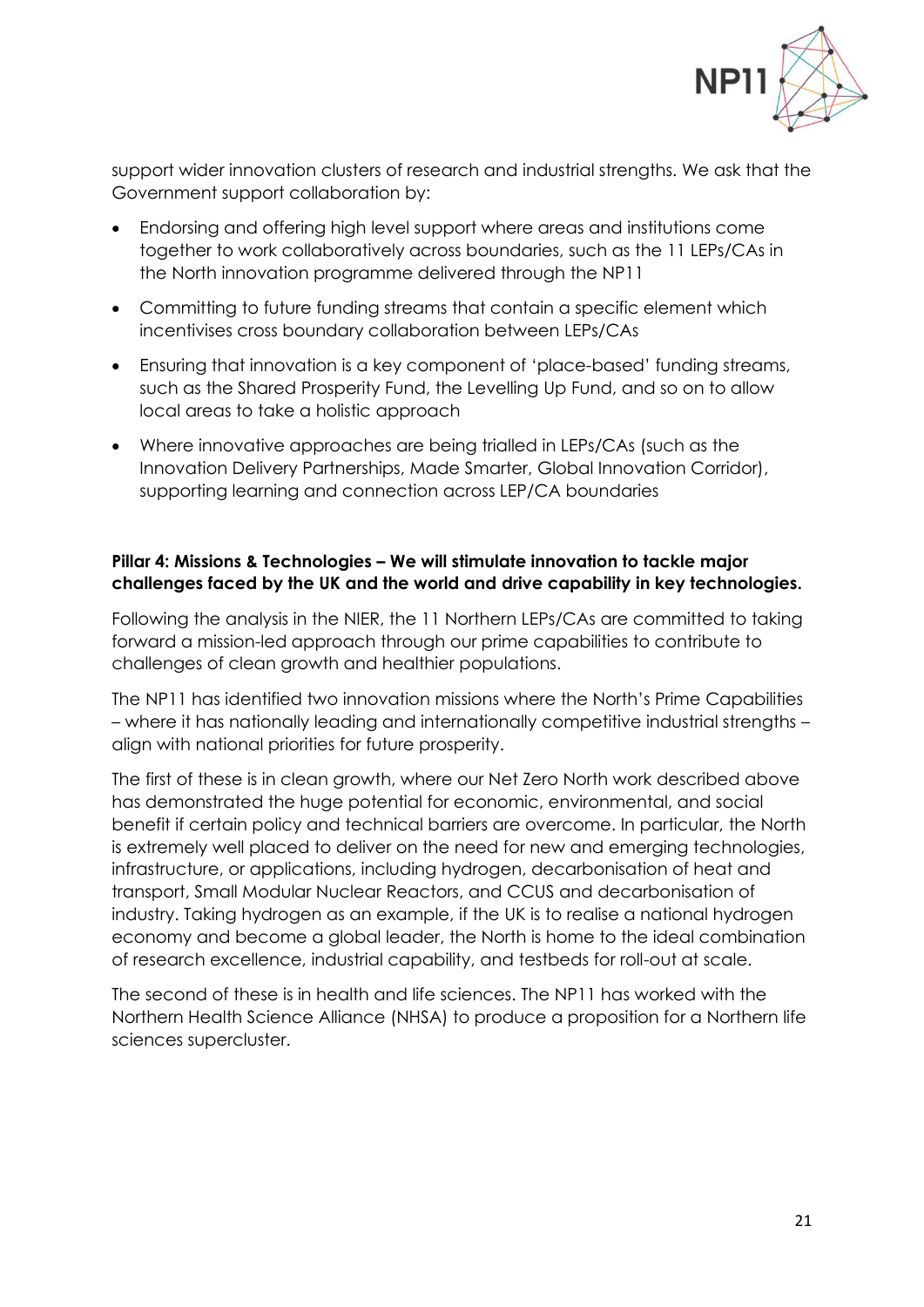support wider innovation clusters of research and industrial strengths. We ask that the Government support collaboration by:

- Endorsing and offering high level support where areas and institutions come together to work collaboratively across boundaries, such as the 11 LEPs/CAs in the North innovation programme delivered through the NP11
- Committing to future funding streams that contain a specific element which incentivises cross boundary collaboration between LEPs/CAs
- Ensuring that innovation is a key component of 'place-based' funding streams, such as the Shared Prosperity Fund, the Levelling Up Fund, and so on to allow local areas to take a holistic approach
- Where innovative approaches are being trialled in LEPs/CAs (such as the Innovation Delivery Partnerships, Made Smarter, Global Innovation Corridor), supporting learning and connection across LEP/CA boundaries

**Pillar 4: Missions & Technologies – We will stimulate innovation to tackle major challenges faced by the UK and the world and drive capability in key technologies.**

Following the analysis in the NIER, the 11 Northern LEPs/CAs are committed to taking forward a mission-led approach through our prime capabilities to contribute to challenges of clean growth and healthier populations.

The NP11 has identified two innovation missions where the North's Prime Capabilities – where it has nationally leading and internationally competitive industrial strengths – align with national priorities for future prosperity.

The first of these is in clean growth, where our Net Zero North work described above has demonstrated the huge potential for economic, environmental, and social benefit if certain policy and technical barriers are overcome. In particular, the North is extremely well placed to deliver on the need for new and emerging technologies, infrastructure, or applications, including hydrogen, decarbonisation of heat and transport, Small Modular Nuclear Reactors, and CCUS and decarbonisation of industry. Taking hydrogen as an example, if the UK is to realise a national hydrogen economy and become a global leader, the North is home to the ideal combination of research excellence, industrial capability, and testbeds for roll-out at scale.

The second of these is in health and life sciences. The NP11 has worked with the Northern Health Science Alliance (NHSA) to produce a proposition for a Northern life sciences supercluster.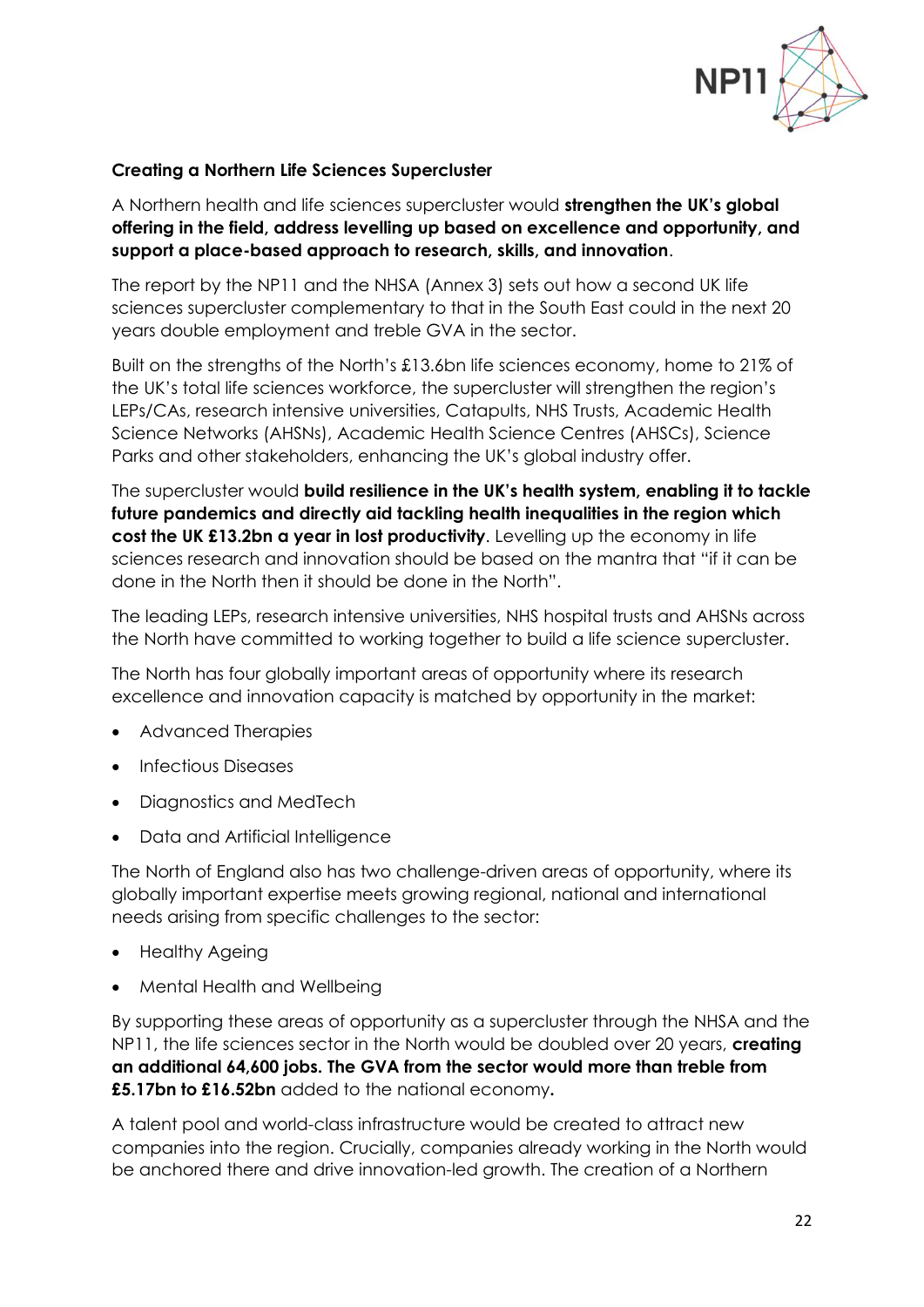**Creating a Northern Life Sciences Supercluster**

A Northern health and life sciences supercluster would **strengthen the UK's global offering in the field, address levelling up based on excellence and opportunity, and support a place-based approach to research, skills, and innovation**.

The report by the NP11 and the NHSA (Annex 3) sets out how a second UK life sciences supercluster complementary to that in the South East could in the next 20 years double employment and treble GVA in the sector.

Built on the strengths of the North's £13.6bn life sciences economy, home to 21% of the UK's total life sciences workforce, the supercluster will strengthen the region's LEPs/CAs, research intensive universities, Catapults, NHS Trusts, Academic Health Science Networks (AHSNs), Academic Health Science Centres (AHSCs), Science Parks and other stakeholders, enhancing the UK's global industry offer.

The supercluster would **build resilience in the UK's health system, enabling it to tackle future pandemics and directly aid tackling health inequalities in the region which cost the UK £13.2bn a year in lost productivity**. Levelling up the economy in life sciences research and innovation should be based on the mantra that "if it can be done in the North then it should be done in the North".

The leading LEPs, research intensive universities, NHS hospital trusts and AHSNs across the North have committed to working together to build a life science supercluster.

The North has four globally important areas of opportunity where its research excellence and innovation capacity is matched by opportunity in the market:

- Advanced Therapies
- Infectious Diseases
- Diagnostics and MedTech
- Data and Artificial Intelligence

The North of England also has two challenge-driven areas of opportunity, where its globally important expertise meets growing regional, national and international needs arising from specific challenges to the sector:

- Healthy Ageing
- Mental Health and Wellbeing

By supporting these areas of opportunity as a supercluster through the NHSA and the NP11, the life sciences sector in the North would be doubled over 20 years, **creating an additional 64,600 jobs. The GVA from the sector would more than treble from £5.17bn to £16.52bn** added to the national economy**.**

A talent pool and world-class infrastructure would be created to attract new companies into the region. Crucially, companies already working in the North would be anchored there and drive innovation-led growth. The creation of a Northern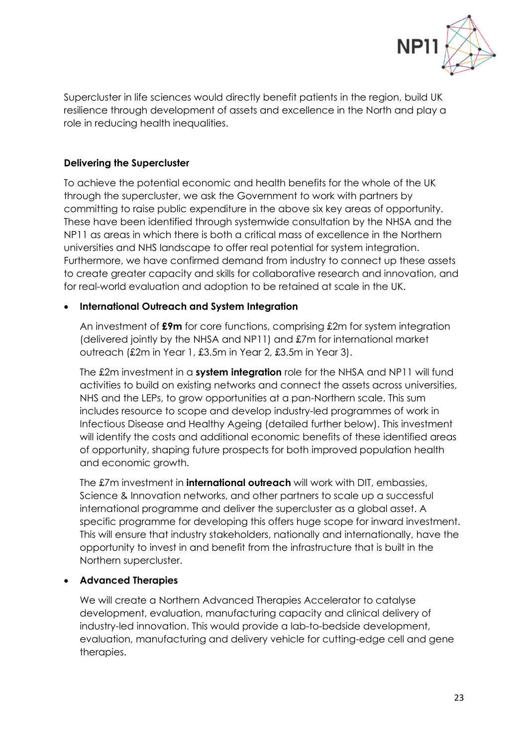Supercluster in life sciences would directly benefit patients in the region, build UK resilience through development of assets and excellence in the North and play a role in reducing health inequalities.

**Delivering the Supercluster**

To achieve the potential economic and health benefits for the whole of the UK through the supercluster, we ask the Government to work with partners by committing to raise public expenditure in the above six key areas of opportunity. These have been identified through systemwide consultation by the NHSA and the NP11 as areas in which there is both a critical mass of excellence in the Northern universities and NHS landscape to offer real potential for system integration. Furthermore, we have confirmed demand from industry to connect up these assets to create greater capacity and skills for collaborative research and innovation, and for real-world evaluation and adoption to be retained at scale in the UK.

- **International Outreach and System Integration**

  An investment of **£9m** for core functions, comprising £2m for system integration (delivered jointly by the NHSA and NP11) and £7m for international market outreach (£2m in Year 1, £3.5m in Year 2, £3.5m in Year 3).

  The £2m investment in a **system integration** role for the NHSA and NP11 will fund activities to build on existing networks and connect the assets across universities, NHS and the LEPs, to grow opportunities at a pan-Northern scale. This sum includes resource to scope and develop industry-led programmes of work in Infectious Disease and Healthy Ageing (detailed further below). This investment will identify the costs and additional economic benefits of these identified areas of opportunity, shaping future prospects for both improved population health and economic growth.

  The £7m investment in **international outreach** will work with DIT, embassies, Science & Innovation networks, and other partners to scale up a successful international programme and deliver the supercluster as a global asset. A specific programme for developing this offers huge scope for inward investment. This will ensure that industry stakeholders, nationally and internationally, have the opportunity to invest in and benefit from the infrastructure that is built in the Northern supercluster.

- **Advanced Therapies**

  We will create a Northern Advanced Therapies Accelerator to catalyse development, evaluation, manufacturing capacity and clinical delivery of industry-led innovation. This would provide a lab-to-bedside development, evaluation, manufacturing and delivery vehicle for cutting-edge cell and gene therapies.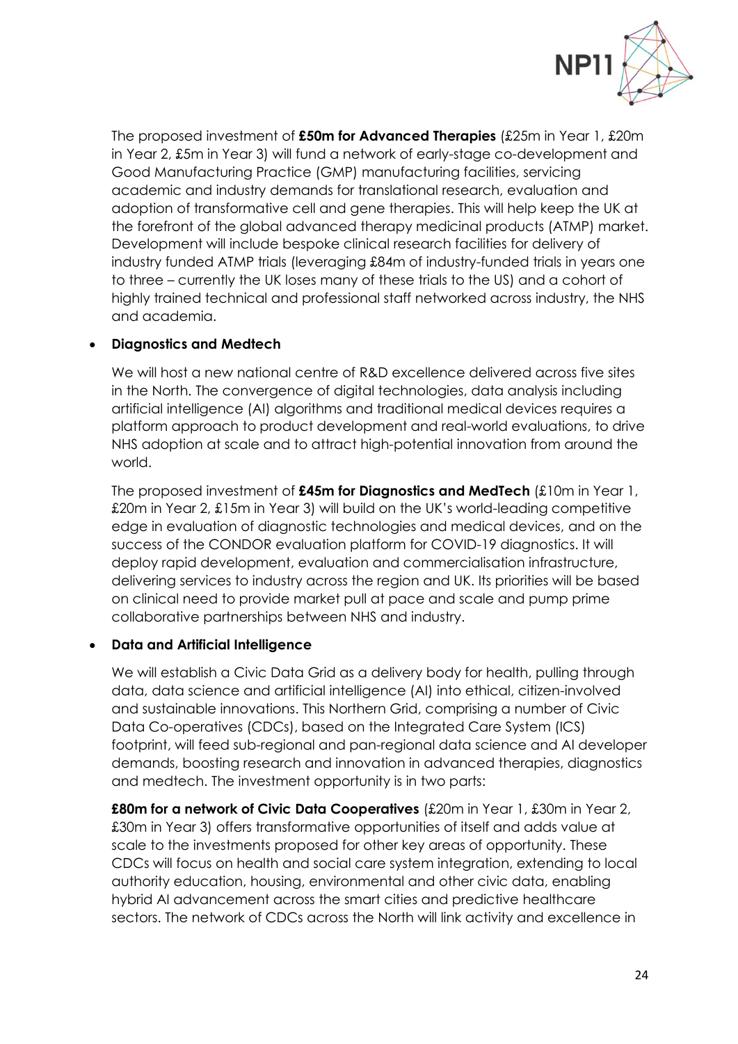The proposed investment of **£50m for Advanced Therapies** (£25m in Year 1, £20m in Year 2, £5m in Year 3) will fund a network of early-stage co-development and Good Manufacturing Practice (GMP) manufacturing facilities, servicing academic and industry demands for translational research, evaluation and adoption of transformative cell and gene therapies. This will help keep the UK at the forefront of the global advanced therapy medicinal products (ATMP) market. Development will include bespoke clinical research facilities for delivery of industry funded ATMP trials (leveraging £84m of industry-funded trials in years one to three – currently the UK loses many of these trials to the US) and a cohort of highly trained technical and professional staff networked across industry, the NHS and academia.

- **Diagnostics and Medtech**

  We will host a new national centre of R&D excellence delivered across five sites in the North. The convergence of digital technologies, data analysis including artificial intelligence (AI) algorithms and traditional medical devices requires a platform approach to product development and real-world evaluations, to drive NHS adoption at scale and to attract high-potential innovation from around the world.

  The proposed investment of **£45m for Diagnostics and MedTech** (£10m in Year 1, £20m in Year 2, £15m in Year 3) will build on the UK's world-leading competitive edge in evaluation of diagnostic technologies and medical devices, and on the success of the CONDOR evaluation platform for COVID-19 diagnostics. It will deploy rapid development, evaluation and commercialisation infrastructure, delivering services to industry across the region and UK. Its priorities will be based on clinical need to provide market pull at pace and scale and pump prime collaborative partnerships between NHS and industry.

- **Data and Artificial Intelligence**

  We will establish a Civic Data Grid as a delivery body for health, pulling through data, data science and artificial intelligence (AI) into ethical, citizen-involved and sustainable innovations. This Northern Grid, comprising a number of Civic Data Co-operatives (CDCs), based on the Integrated Care System (ICS) footprint, will feed sub-regional and pan-regional data science and AI developer demands, boosting research and innovation in advanced therapies, diagnostics and medtech. The investment opportunity is in two parts:

  **£80m for a network of Civic Data Cooperatives** (£20m in Year 1, £30m in Year 2, £30m in Year 3) offers transformative opportunities of itself and adds value at scale to the investments proposed for other key areas of opportunity. These CDCs will focus on health and social care system integration, extending to local authority education, housing, environmental and other civic data, enabling hybrid AI advancement across the smart cities and predictive healthcare sectors. The network of CDCs across the North will link activity and excellence in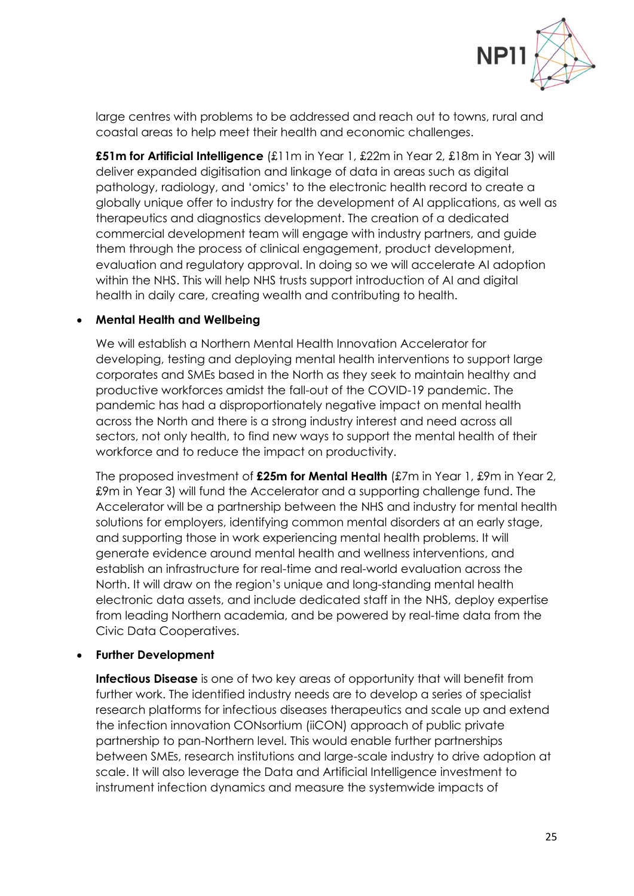large centres with problems to be addressed and reach out to towns, rural and coastal areas to help meet their health and economic challenges.

**£51m for Artificial Intelligence** (£11m in Year 1, £22m in Year 2, £18m in Year 3) will deliver expanded digitisation and linkage of data in areas such as digital pathology, radiology, and 'omics' to the electronic health record to create a globally unique offer to industry for the development of AI applications, as well as therapeutics and diagnostics development. The creation of a dedicated commercial development team will engage with industry partners, and guide them through the process of clinical engagement, product development, evaluation and regulatory approval. In doing so we will accelerate AI adoption within the NHS. This will help NHS trusts support introduction of AI and digital health in daily care, creating wealth and contributing to health.

- **Mental Health and Wellbeing**

  We will establish a Northern Mental Health Innovation Accelerator for developing, testing and deploying mental health interventions to support large corporates and SMEs based in the North as they seek to maintain healthy and productive workforces amidst the fall-out of the COVID-19 pandemic. The pandemic has had a disproportionately negative impact on mental health across the North and there is a strong industry interest and need across all sectors, not only health, to find new ways to support the mental health of their workforce and to reduce the impact on productivity.

  The proposed investment of **£25m for Mental Health** (£7m in Year 1, £9m in Year 2, £9m in Year 3) will fund the Accelerator and a supporting challenge fund. The Accelerator will be a partnership between the NHS and industry for mental health solutions for employers, identifying common mental disorders at an early stage, and supporting those in work experiencing mental health problems. It will generate evidence around mental health and wellness interventions, and establish an infrastructure for real-time and real-world evaluation across the North. It will draw on the region's unique and long-standing mental health electronic data assets, and include dedicated staff in the NHS, deploy expertise from leading Northern academia, and be powered by real-time data from the Civic Data Cooperatives.

- **Further Development**

  **Infectious Disease** is one of two key areas of opportunity that will benefit from further work. The identified industry needs are to develop a series of specialist research platforms for infectious diseases therapeutics and scale up and extend the infection innovation CONsortium (iiCON) approach of public private partnership to pan-Northern level. This would enable further partnerships between SMEs, research institutions and large-scale industry to drive adoption at scale. It will also leverage the Data and Artificial Intelligence investment to instrument infection dynamics and measure the systemwide impacts of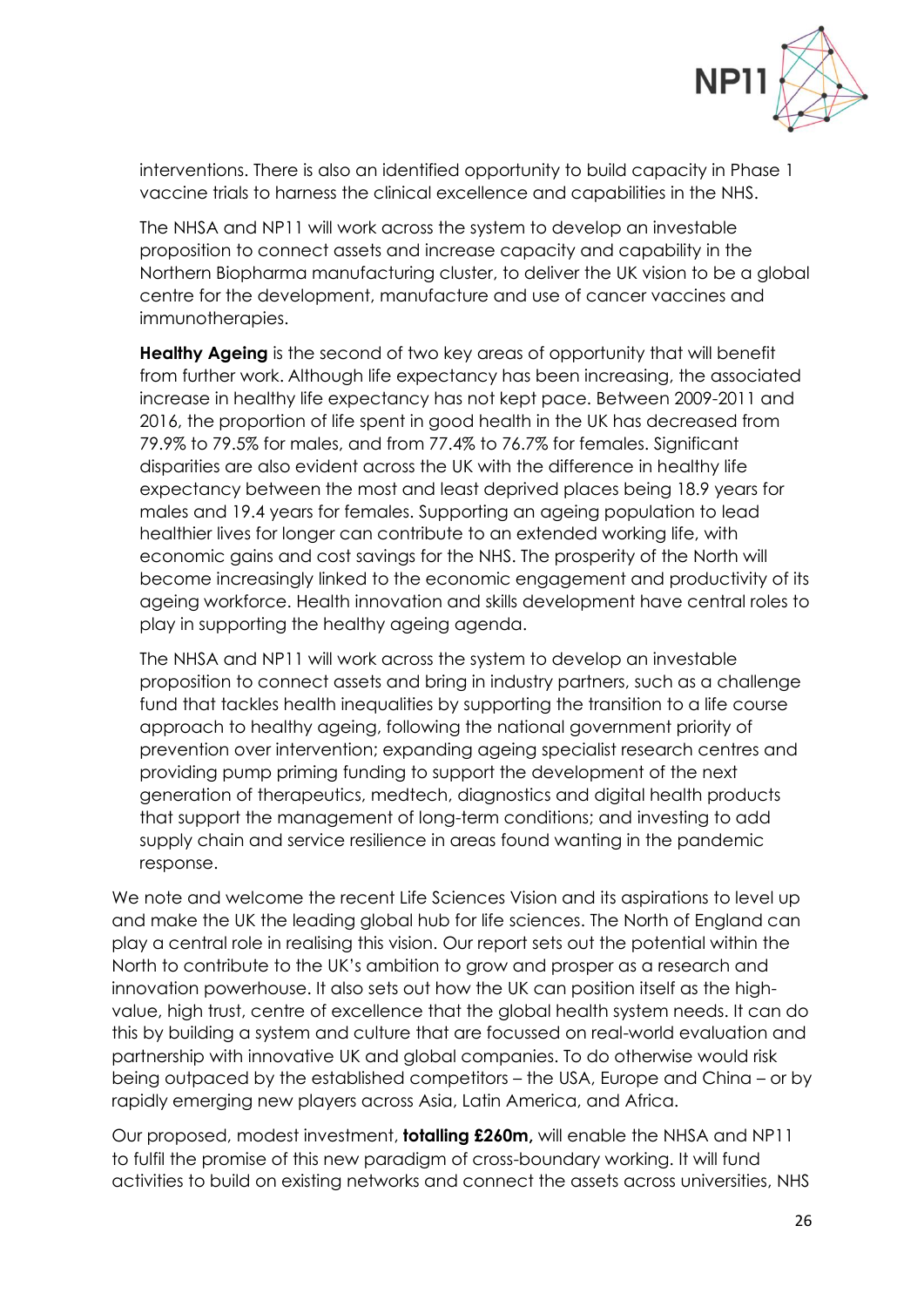interventions. There is also an identified opportunity to build capacity in Phase 1 vaccine trials to harness the clinical excellence and capabilities in the NHS.

The NHSA and NP11 will work across the system to develop an investable proposition to connect assets and increase capacity and capability in the Northern Biopharma manufacturing cluster, to deliver the UK vision to be a global centre for the development, manufacture and use of cancer vaccines and immunotherapies.

**Healthy Ageing** is the second of two key areas of opportunity that will benefit from further work. Although life expectancy has been increasing, the associated increase in healthy life expectancy has not kept pace. Between 2009-2011 and 2016, the proportion of life spent in good health in the UK has decreased from 79.9% to 79.5% for males, and from 77.4% to 76.7% for females. Significant disparities are also evident across the UK with the difference in healthy life expectancy between the most and least deprived places being 18.9 years for males and 19.4 years for females. Supporting an ageing population to lead healthier lives for longer can contribute to an extended working life, with economic gains and cost savings for the NHS. The prosperity of the North will become increasingly linked to the economic engagement and productivity of its ageing workforce. Health innovation and skills development have central roles to play in supporting the healthy ageing agenda.

The NHSA and NP11 will work across the system to develop an investable proposition to connect assets and bring in industry partners, such as a challenge fund that tackles health inequalities by supporting the transition to a life course approach to healthy ageing, following the national government priority of prevention over intervention; expanding ageing specialist research centres and providing pump priming funding to support the development of the next generation of therapeutics, medtech, diagnostics and digital health products that support the management of long-term conditions; and investing to add supply chain and service resilience in areas found wanting in the pandemic response.

We note and welcome the recent Life Sciences Vision and its aspirations to level up and make the UK the leading global hub for life sciences. The North of England can play a central role in realising this vision. Our report sets out the potential within the North to contribute to the UK's ambition to grow and prosper as a research and innovation powerhouse. It also sets out how the UK can position itself as the high-value, high trust, centre of excellence that the global health system needs. It can do this by building a system and culture that are focussed on real-world evaluation and partnership with innovative UK and global companies. To do otherwise would risk being outpaced by the established competitors – the USA, Europe and China – or by rapidly emerging new players across Asia, Latin America, and Africa.

Our proposed, modest investment, **totalling £260m,** will enable the NHSA and NP11 to fulfil the promise of this new paradigm of cross-boundary working. It will fund activities to build on existing networks and connect the assets across universities, NHS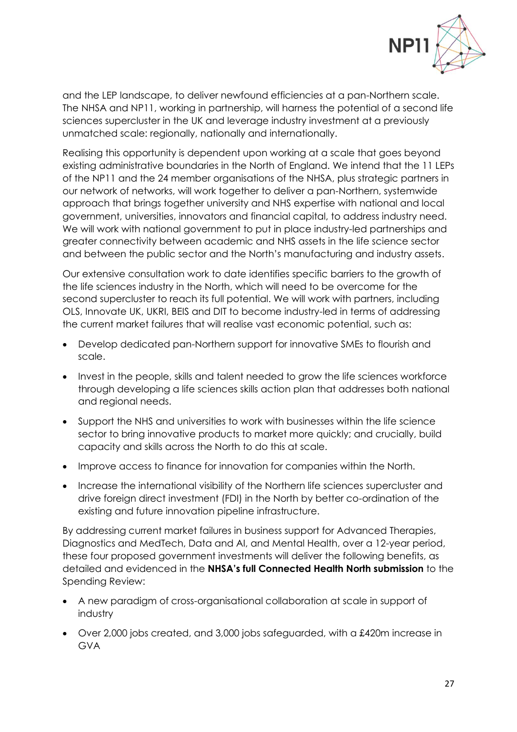and the LEP landscape, to deliver newfound efficiencies at a pan-Northern scale. The NHSA and NP11, working in partnership, will harness the potential of a second life sciences supercluster in the UK and leverage industry investment at a previously unmatched scale: regionally, nationally and internationally.

Realising this opportunity is dependent upon working at a scale that goes beyond existing administrative boundaries in the North of England. We intend that the 11 LEPs of the NP11 and the 24 member organisations of the NHSA, plus strategic partners in our network of networks, will work together to deliver a pan-Northern, systemwide approach that brings together university and NHS expertise with national and local government, universities, innovators and financial capital, to address industry need. We will work with national government to put in place industry-led partnerships and greater connectivity between academic and NHS assets in the life science sector and between the public sector and the North's manufacturing and industry assets.

Our extensive consultation work to date identifies specific barriers to the growth of the life sciences industry in the North, which will need to be overcome for the second supercluster to reach its full potential. We will work with partners, including OLS, Innovate UK, UKRI, BEIS and DIT to become industry-led in terms of addressing the current market failures that will realise vast economic potential, such as:

- Develop dedicated pan-Northern support for innovative SMEs to flourish and scale.
- Invest in the people, skills and talent needed to grow the life sciences workforce through developing a life sciences skills action plan that addresses both national and regional needs.
- Support the NHS and universities to work with businesses within the life science sector to bring innovative products to market more quickly; and crucially, build capacity and skills across the North to do this at scale.
- Improve access to finance for innovation for companies within the North.
- Increase the international visibility of the Northern life sciences supercluster and drive foreign direct investment (FDI) in the North by better co-ordination of the existing and future innovation pipeline infrastructure.

By addressing current market failures in business support for Advanced Therapies, Diagnostics and MedTech, Data and AI, and Mental Health, over a 12-year period, these four proposed government investments will deliver the following benefits, as detailed and evidenced in the **NHSA's full Connected Health North submission** to the Spending Review:

- A new paradigm of cross-organisational collaboration at scale in support of industry
- Over 2,000 jobs created, and 3,000 jobs safeguarded, with a £420m increase in GVA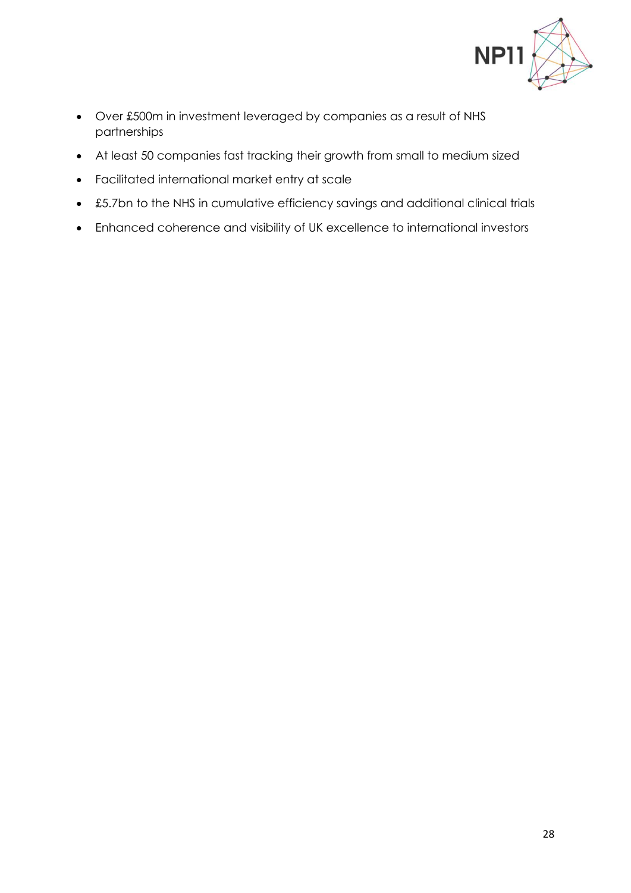- Over £500m in investment leveraged by companies as a result of NHS partnerships
- At least 50 companies fast tracking their growth from small to medium sized
- Facilitated international market entry at scale
- £5.7bn to the NHS in cumulative efficiency savings and additional clinical trials
- Enhanced coherence and visibility of UK excellence to international investors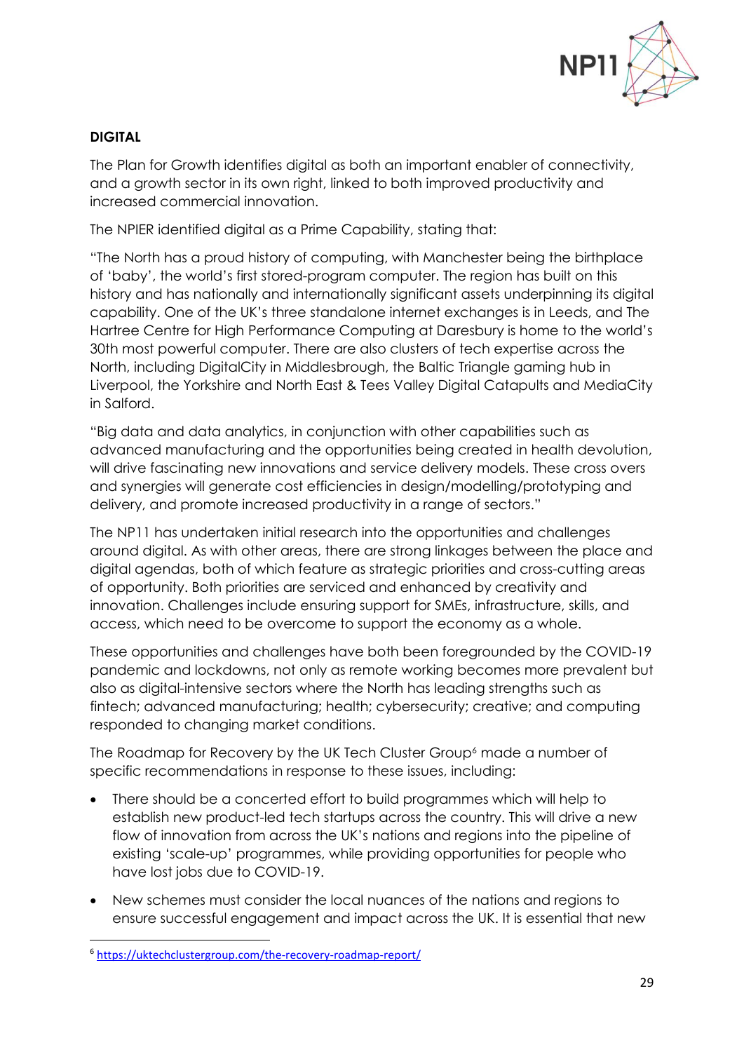**DIGITAL**

The Plan for Growth identifies digital as both an important enabler of connectivity, and a growth sector in its own right, linked to both improved productivity and increased commercial innovation.

The NPIER identified digital as a Prime Capability, stating that:

"The North has a proud history of computing, with Manchester being the birthplace of 'baby', the world's first stored-program computer. The region has built on this history and has nationally and internationally significant assets underpinning its digital capability. One of the UK's three standalone internet exchanges is in Leeds, and The Hartree Centre for High Performance Computing at Daresbury is home to the world's 30th most powerful computer. There are also clusters of tech expertise across the North, including DigitalCity in Middlesbrough, the Baltic Triangle gaming hub in Liverpool, the Yorkshire and North East & Tees Valley Digital Catapults and MediaCity in Salford.

"Big data and data analytics, in conjunction with other capabilities such as advanced manufacturing and the opportunities being created in health devolution, will drive fascinating new innovations and service delivery models. These cross overs and synergies will generate cost efficiencies in design/modelling/prototyping and delivery, and promote increased productivity in a range of sectors."

The NP11 has undertaken initial research into the opportunities and challenges around digital. As with other areas, there are strong linkages between the place and digital agendas, both of which feature as strategic priorities and cross-cutting areas of opportunity. Both priorities are serviced and enhanced by creativity and innovation. Challenges include ensuring support for SMEs, infrastructure, skills, and access, which need to be overcome to support the economy as a whole.

These opportunities and challenges have both been foregrounded by the COVID-19 pandemic and lockdowns, not only as remote working becomes more prevalent but also as digital-intensive sectors where the North has leading strengths such as fintech; advanced manufacturing; health; cybersecurity; creative; and computing responded to changing market conditions.

The Roadmap for Recovery by the UK Tech Cluster Group[6] made a number of specific recommendations in response to these issues, including:

- There should be a concerted effort to build programmes which will help to establish new product-led tech startups across the country. This will drive a new flow of innovation from across the UK's nations and regions into the pipeline of existing 'scale-up' programmes, while providing opportunities for people who have lost jobs due to COVID-19.
- New schemes must consider the local nuances of the nations and regions to ensure successful engagement and impact across the UK. It is essential that new

[6] https://uktechclustergroup.com/the-recovery-roadmap-report/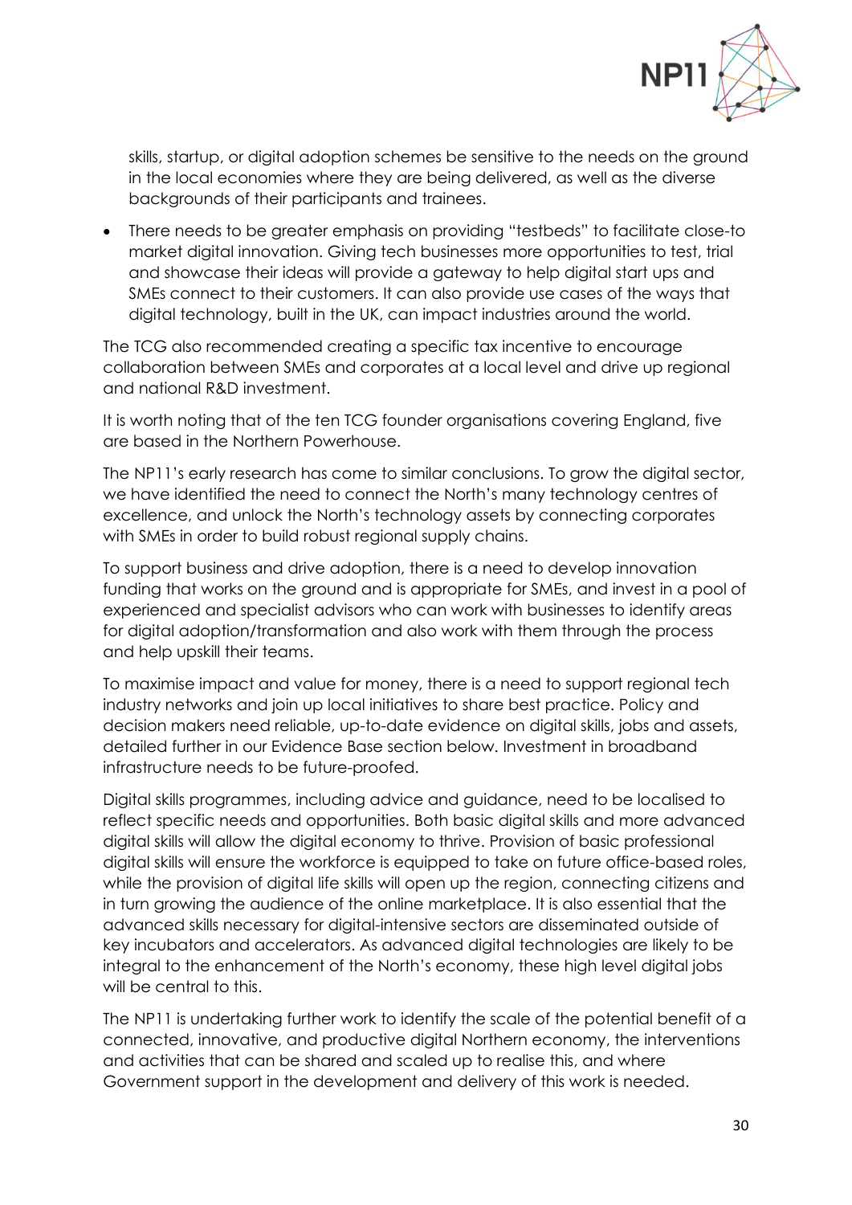skills, startup, or digital adoption schemes be sensitive to the needs on the ground in the local economies where they are being delivered, as well as the diverse backgrounds of their participants and trainees.

- There needs to be greater emphasis on providing "testbeds" to facilitate close-to market digital innovation. Giving tech businesses more opportunities to test, trial and showcase their ideas will provide a gateway to help digital start ups and SMEs connect to their customers. It can also provide use cases of the ways that digital technology, built in the UK, can impact industries around the world.

The TCG also recommended creating a specific tax incentive to encourage collaboration between SMEs and corporates at a local level and drive up regional and national R&D investment.

It is worth noting that of the ten TCG founder organisations covering England, five are based in the Northern Powerhouse.

The NP11's early research has come to similar conclusions. To grow the digital sector, we have identified the need to connect the North's many technology centres of excellence, and unlock the North's technology assets by connecting corporates with SMEs in order to build robust regional supply chains.

To support business and drive adoption, there is a need to develop innovation funding that works on the ground and is appropriate for SMEs, and invest in a pool of experienced and specialist advisors who can work with businesses to identify areas for digital adoption/transformation and also work with them through the process and help upskill their teams.

To maximise impact and value for money, there is a need to support regional tech industry networks and join up local initiatives to share best practice. Policy and decision makers need reliable, up-to-date evidence on digital skills, jobs and assets, detailed further in our Evidence Base section below. Investment in broadband infrastructure needs to be future-proofed.

Digital skills programmes, including advice and guidance, need to be localised to reflect specific needs and opportunities. Both basic digital skills and more advanced digital skills will allow the digital economy to thrive. Provision of basic professional digital skills will ensure the workforce is equipped to take on future office-based roles, while the provision of digital life skills will open up the region, connecting citizens and in turn growing the audience of the online marketplace. It is also essential that the advanced skills necessary for digital-intensive sectors are disseminated outside of key incubators and accelerators. As advanced digital technologies are likely to be integral to the enhancement of the North's economy, these high level digital jobs will be central to this.

The NP11 is undertaking further work to identify the scale of the potential benefit of a connected, innovative, and productive digital Northern economy, the interventions and activities that can be shared and scaled up to realise this, and where Government support in the development and delivery of this work is needed.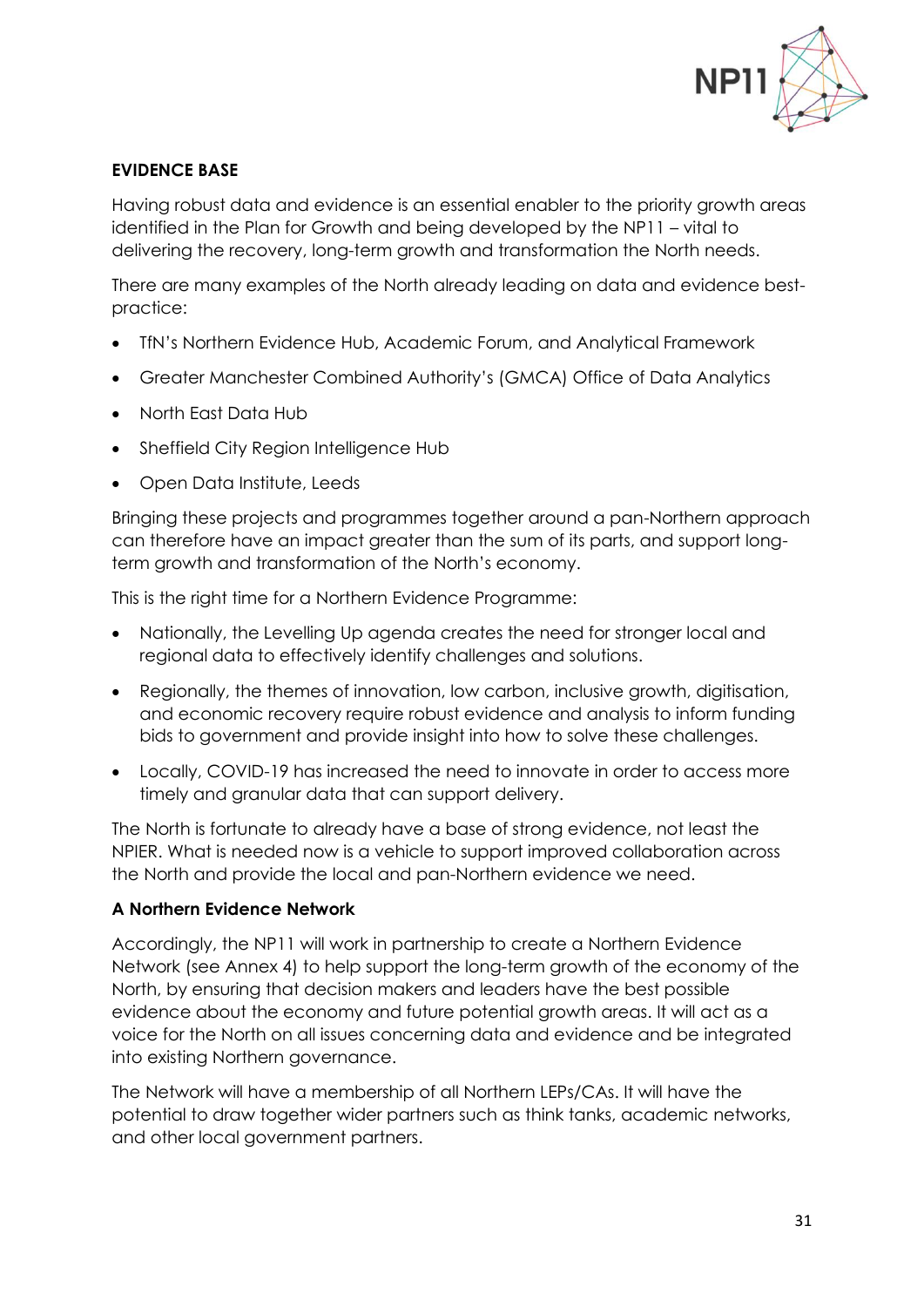## EVIDENCE BASE

Having robust data and evidence is an essential enabler to the priority growth areas identified in the Plan for Growth and being developed by the NP11 – vital to delivering the recovery, long-term growth and transformation the North needs.

There are many examples of the North already leading on data and evidence best-practice:

- TfN's Northern Evidence Hub, Academic Forum, and Analytical Framework
- Greater Manchester Combined Authority's (GMCA) Office of Data Analytics
- North East Data Hub
- Sheffield City Region Intelligence Hub
- Open Data Institute, Leeds

Bringing these projects and programmes together around a pan-Northern approach can therefore have an impact greater than the sum of its parts, and support long-term growth and transformation of the North's economy.

This is the right time for a Northern Evidence Programme:

- Nationally, the Levelling Up agenda creates the need for stronger local and regional data to effectively identify challenges and solutions.
- Regionally, the themes of innovation, low carbon, inclusive growth, digitisation, and economic recovery require robust evidence and analysis to inform funding bids to government and provide insight into how to solve these challenges.
- Locally, COVID-19 has increased the need to innovate in order to access more timely and granular data that can support delivery.

The North is fortunate to already have a base of strong evidence, not least the NPIER. What is needed now is a vehicle to support improved collaboration across the North and provide the local and pan-Northern evidence we need.

### A Northern Evidence Network

Accordingly, the NP11 will work in partnership to create a Northern Evidence Network (see Annex 4) to help support the long-term growth of the economy of the North, by ensuring that decision makers and leaders have the best possible evidence about the economy and future potential growth areas. It will act as a voice for the North on all issues concerning data and evidence and be integrated into existing Northern governance.

The Network will have a membership of all Northern LEPs/CAs. It will have the potential to draw together wider partners such as think tanks, academic networks, and other local government partners.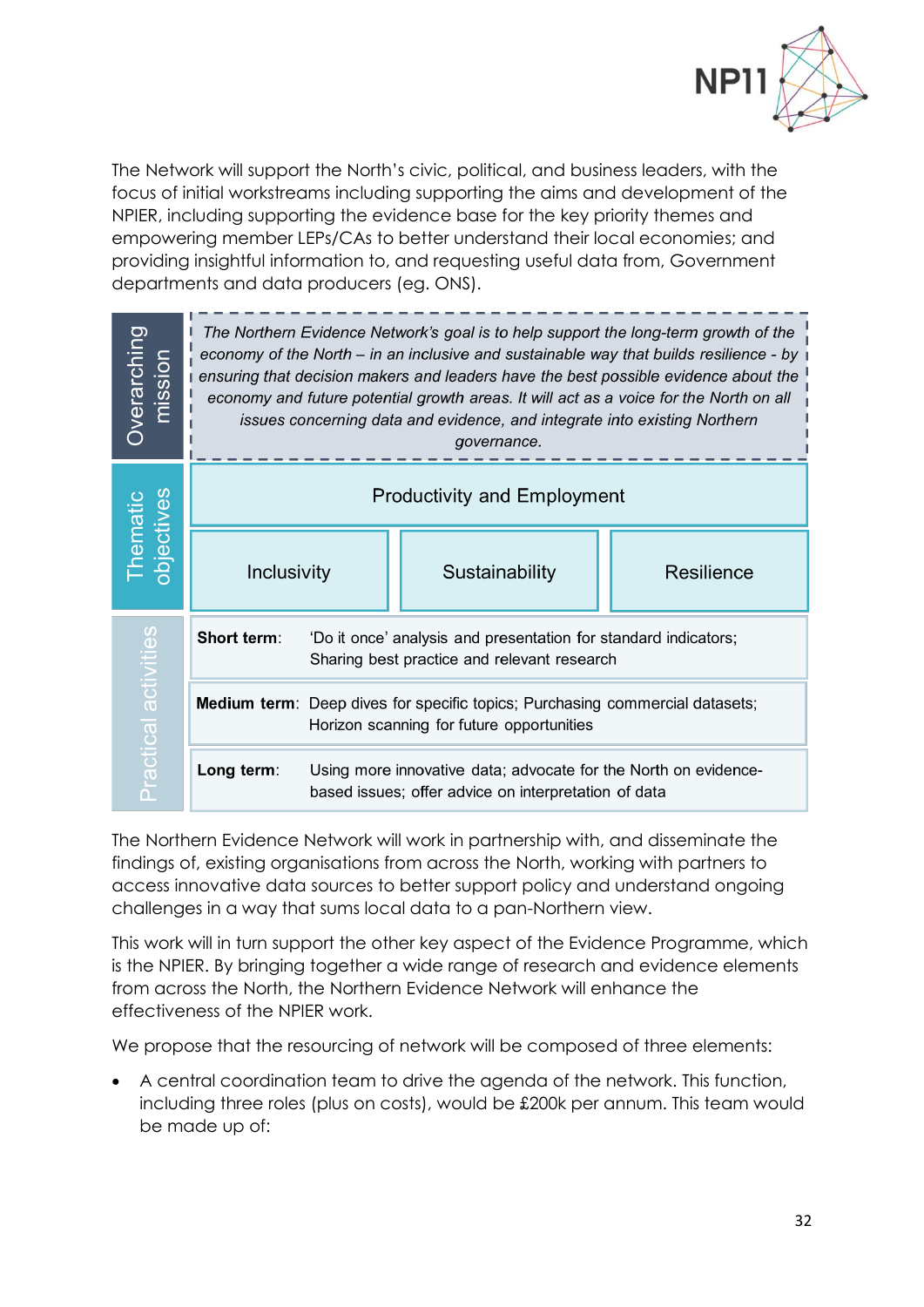The Network will support the North's civic, political, and business leaders, with the focus of initial workstreams including supporting the aims and development of the NPIER, including supporting the evidence base for the key priority themes and empowering member LEPs/CAs to better understand their local economies; and providing insightful information to, and requesting useful data from, Government departments and data producers (eg. ONS).

| | | | |
|---|---|---|---|
| **Overarching mission** | *The Northern Evidence Network's goal is to help support the long-term growth of the economy of the North – in an inclusive and sustainable way that builds resilience - by ensuring that decision makers and leaders have the best possible evidence about the economy and future potential growth areas. It will act as a voice for the North on all issues concerning data and evidence, and integrate into existing Northern governance.* | | |
| **Thematic objectives** | Productivity and Employment | | |
| | Inclusivity | Sustainability | Resilience |
| **Practical activities** | **Short term**: 'Do it once' analysis and presentation for standard indicators; Sharing best practice and relevant research | | |
| | **Medium term**: Deep dives for specific topics; Purchasing commercial datasets; Horizon scanning for future opportunities | | |
| | **Long term**: Using more innovative data; advocate for the North on evidence-based issues; offer advice on interpretation of data | | |

The Northern Evidence Network will work in partnership with, and disseminate the findings of, existing organisations from across the North, working with partners to access innovative data sources to better support policy and understand ongoing challenges in a way that sums local data to a pan-Northern view.

This work will in turn support the other key aspect of the Evidence Programme, which is the NPIER. By bringing together a wide range of research and evidence elements from across the North, the Northern Evidence Network will enhance the effectiveness of the NPIER work.

We propose that the resourcing of network will be composed of three elements:

- A central coordination team to drive the agenda of the network. This function, including three roles (plus on costs), would be £200k per annum. This team would be made up of: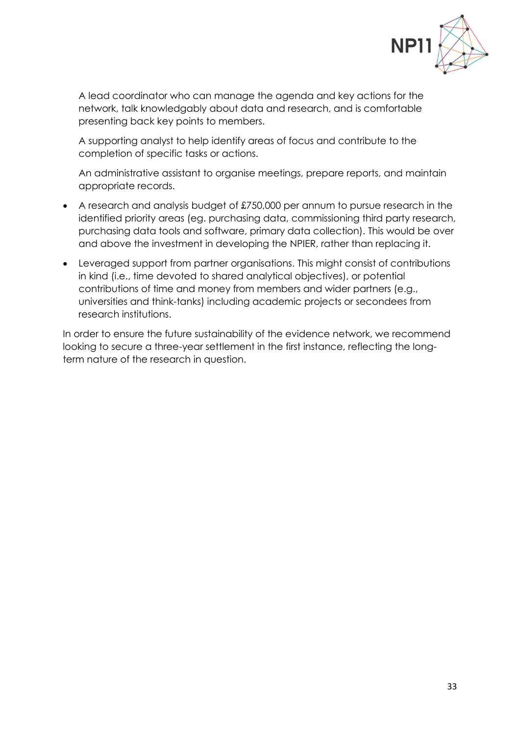A lead coordinator who can manage the agenda and key actions for the network, talk knowledgably about data and research, and is comfortable presenting back key points to members.

A supporting analyst to help identify areas of focus and contribute to the completion of specific tasks or actions.

An administrative assistant to organise meetings, prepare reports, and maintain appropriate records.

- A research and analysis budget of £750,000 per annum to pursue research in the identified priority areas (eg. purchasing data, commissioning third party research, purchasing data tools and software, primary data collection). This would be over and above the investment in developing the NPIER, rather than replacing it.
- Leveraged support from partner organisations. This might consist of contributions in kind (i.e., time devoted to shared analytical objectives), or potential contributions of time and money from members and wider partners (e.g., universities and think-tanks) including academic projects or secondees from research institutions.

In order to ensure the future sustainability of the evidence network, we recommend looking to secure a three-year settlement in the first instance, reflecting the long-term nature of the research in question.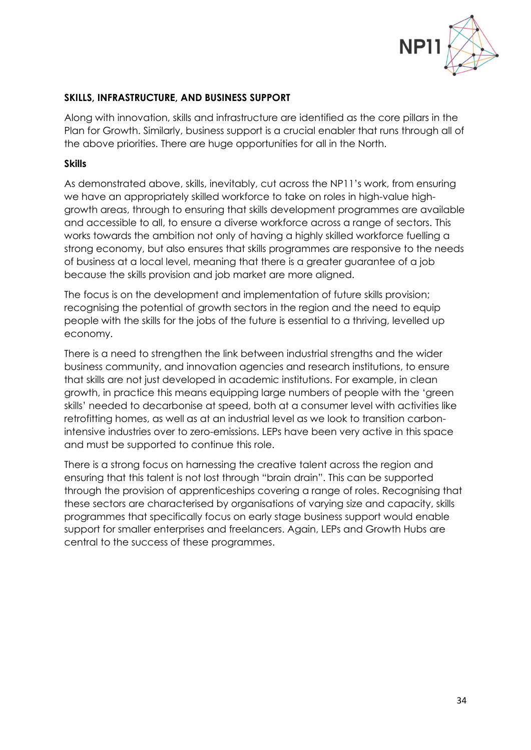**SKILLS, INFRASTRUCTURE, AND BUSINESS SUPPORT**

Along with innovation, skills and infrastructure are identified as the core pillars in the Plan for Growth. Similarly, business support is a crucial enabler that runs through all of the above priorities. There are huge opportunities for all in the North.

**Skills**

As demonstrated above, skills, inevitably, cut across the NP11's work, from ensuring we have an appropriately skilled workforce to take on roles in high-value high-growth areas, through to ensuring that skills development programmes are available and accessible to all, to ensure a diverse workforce across a range of sectors. This works towards the ambition not only of having a highly skilled workforce fuelling a strong economy, but also ensures that skills programmes are responsive to the needs of business at a local level, meaning that there is a greater guarantee of a job because the skills provision and job market are more aligned.

The focus is on the development and implementation of future skills provision; recognising the potential of growth sectors in the region and the need to equip people with the skills for the jobs of the future is essential to a thriving, levelled up economy.

There is a need to strengthen the link between industrial strengths and the wider business community, and innovation agencies and research institutions, to ensure that skills are not just developed in academic institutions. For example, in clean growth, in practice this means equipping large numbers of people with the 'green skills' needed to decarbonise at speed, both at a consumer level with activities like retrofitting homes, as well as at an industrial level as we look to transition carbon-intensive industries over to zero-emissions. LEPs have been very active in this space and must be supported to continue this role.

There is a strong focus on harnessing the creative talent across the region and ensuring that this talent is not lost through "brain drain". This can be supported through the provision of apprenticeships covering a range of roles. Recognising that these sectors are characterised by organisations of varying size and capacity, skills programmes that specifically focus on early stage business support would enable support for smaller enterprises and freelancers. Again, LEPs and Growth Hubs are central to the success of these programmes.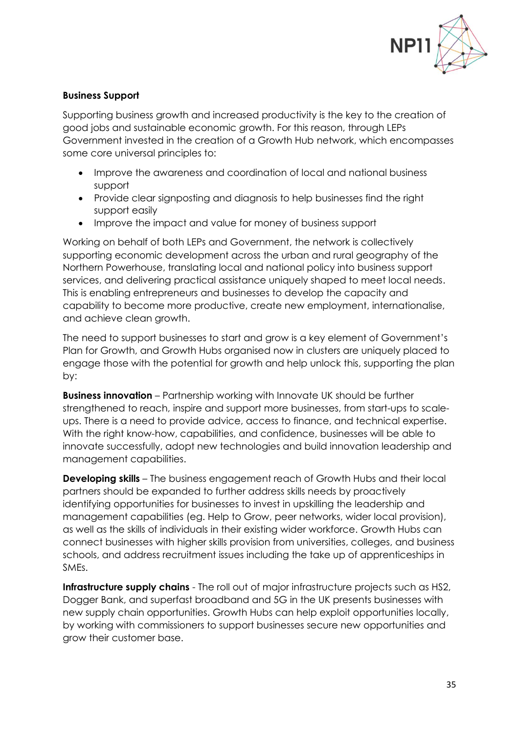**Business Support**

Supporting business growth and increased productivity is the key to the creation of good jobs and sustainable economic growth. For this reason, through LEPs Government invested in the creation of a Growth Hub network, which encompasses some core universal principles to:

- Improve the awareness and coordination of local and national business support
- Provide clear signposting and diagnosis to help businesses find the right support easily
- Improve the impact and value for money of business support

Working on behalf of both LEPs and Government, the network is collectively supporting economic development across the urban and rural geography of the Northern Powerhouse, translating local and national policy into business support services, and delivering practical assistance uniquely shaped to meet local needs. This is enabling entrepreneurs and businesses to develop the capacity and capability to become more productive, create new employment, internationalise, and achieve clean growth.

The need to support businesses to start and grow is a key element of Government's Plan for Growth, and Growth Hubs organised now in clusters are uniquely placed to engage those with the potential for growth and help unlock this, supporting the plan by:

**Business innovation** – Partnership working with Innovate UK should be further strengthened to reach, inspire and support more businesses, from start-ups to scale-ups. There is a need to provide advice, access to finance, and technical expertise. With the right know-how, capabilities, and confidence, businesses will be able to innovate successfully, adopt new technologies and build innovation leadership and management capabilities.

**Developing skills** – The business engagement reach of Growth Hubs and their local partners should be expanded to further address skills needs by proactively identifying opportunities for businesses to invest in upskilling the leadership and management capabilities (eg. Help to Grow, peer networks, wider local provision), as well as the skills of individuals in their existing wider workforce. Growth Hubs can connect businesses with higher skills provision from universities, colleges, and business schools, and address recruitment issues including the take up of apprenticeships in SMEs.

**Infrastructure supply chains** - The roll out of major infrastructure projects such as HS2, Dogger Bank, and superfast broadband and 5G in the UK presents businesses with new supply chain opportunities. Growth Hubs can help exploit opportunities locally, by working with commissioners to support businesses secure new opportunities and grow their customer base.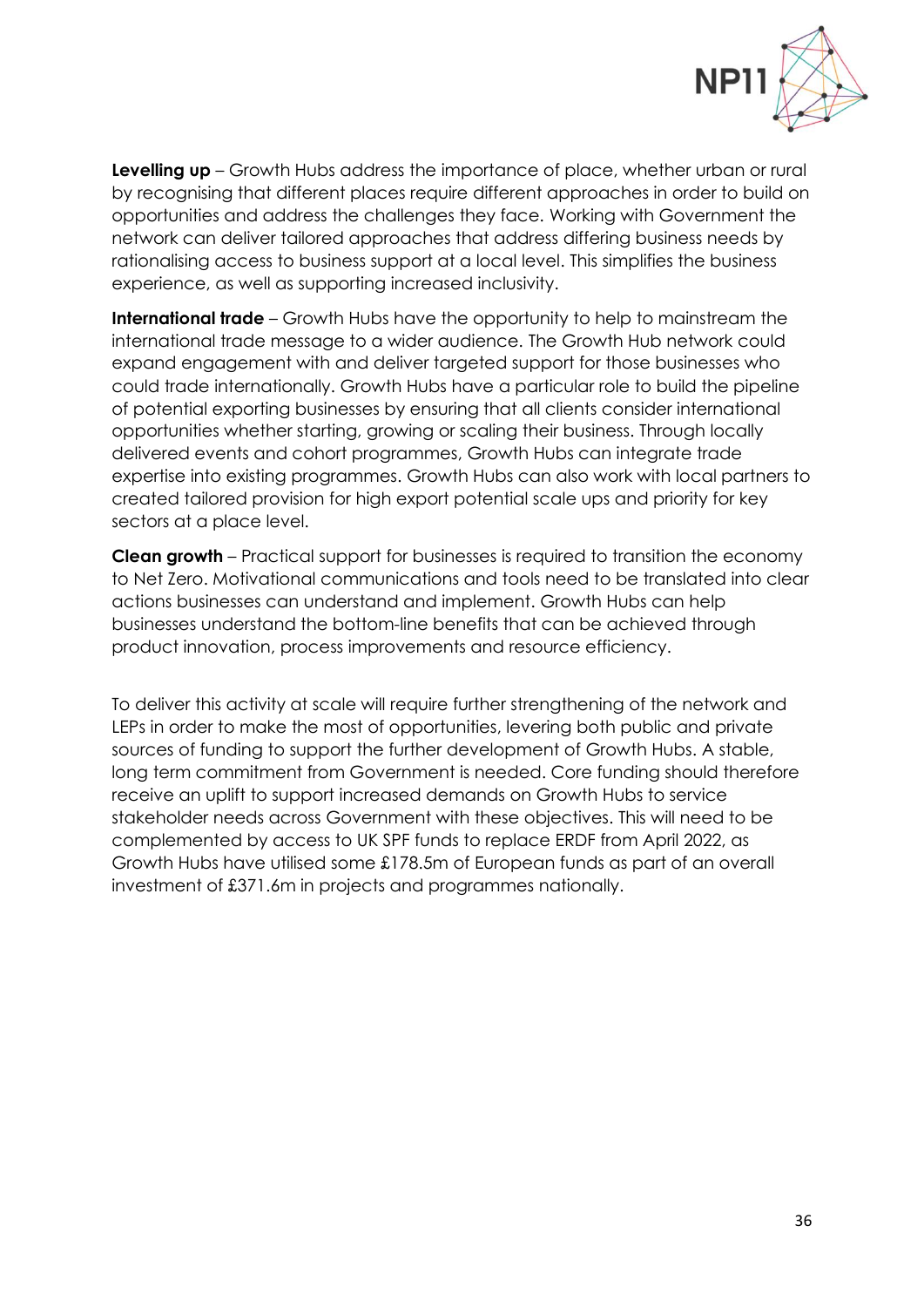**Levelling up** – Growth Hubs address the importance of place, whether urban or rural by recognising that different places require different approaches in order to build on opportunities and address the challenges they face. Working with Government the network can deliver tailored approaches that address differing business needs by rationalising access to business support at a local level. This simplifies the business experience, as well as supporting increased inclusivity.

**International trade** – Growth Hubs have the opportunity to help to mainstream the international trade message to a wider audience. The Growth Hub network could expand engagement with and deliver targeted support for those businesses who could trade internationally. Growth Hubs have a particular role to build the pipeline of potential exporting businesses by ensuring that all clients consider international opportunities whether starting, growing or scaling their business. Through locally delivered events and cohort programmes, Growth Hubs can integrate trade expertise into existing programmes. Growth Hubs can also work with local partners to created tailored provision for high export potential scale ups and priority for key sectors at a place level.

**Clean growth** – Practical support for businesses is required to transition the economy to Net Zero. Motivational communications and tools need to be translated into clear actions businesses can understand and implement. Growth Hubs can help businesses understand the bottom-line benefits that can be achieved through product innovation, process improvements and resource efficiency.

To deliver this activity at scale will require further strengthening of the network and LEPs in order to make the most of opportunities, levering both public and private sources of funding to support the further development of Growth Hubs. A stable, long term commitment from Government is needed. Core funding should therefore receive an uplift to support increased demands on Growth Hubs to service stakeholder needs across Government with these objectives. This will need to be complemented by access to UK SPF funds to replace ERDF from April 2022, as Growth Hubs have utilised some £178.5m of European funds as part of an overall investment of £371.6m in projects and programmes nationally.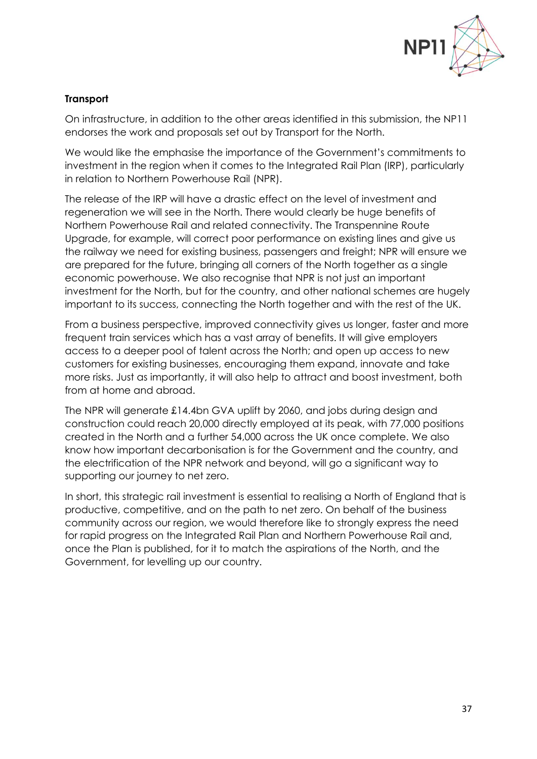**Transport**

On infrastructure, in addition to the other areas identified in this submission, the NP11 endorses the work and proposals set out by Transport for the North.

We would like the emphasise the importance of the Government's commitments to investment in the region when it comes to the Integrated Rail Plan (IRP), particularly in relation to Northern Powerhouse Rail (NPR).

The release of the IRP will have a drastic effect on the level of investment and regeneration we will see in the North. There would clearly be huge benefits of Northern Powerhouse Rail and related connectivity. The Transpennine Route Upgrade, for example, will correct poor performance on existing lines and give us the railway we need for existing business, passengers and freight; NPR will ensure we are prepared for the future, bringing all corners of the North together as a single economic powerhouse. We also recognise that NPR is not just an important investment for the North, but for the country, and other national schemes are hugely important to its success, connecting the North together and with the rest of the UK.

From a business perspective, improved connectivity gives us longer, faster and more frequent train services which has a vast array of benefits. It will give employers access to a deeper pool of talent across the North; and open up access to new customers for existing businesses, encouraging them expand, innovate and take more risks. Just as importantly, it will also help to attract and boost investment, both from at home and abroad.

The NPR will generate £14.4bn GVA uplift by 2060, and jobs during design and construction could reach 20,000 directly employed at its peak, with 77,000 positions created in the North and a further 54,000 across the UK once complete. We also know how important decarbonisation is for the Government and the country, and the electrification of the NPR network and beyond, will go a significant way to supporting our journey to net zero.

In short, this strategic rail investment is essential to realising a North of England that is productive, competitive, and on the path to net zero. On behalf of the business community across our region, we would therefore like to strongly express the need for rapid progress on the Integrated Rail Plan and Northern Powerhouse Rail and, once the Plan is published, for it to match the aspirations of the North, and the Government, for levelling up our country.